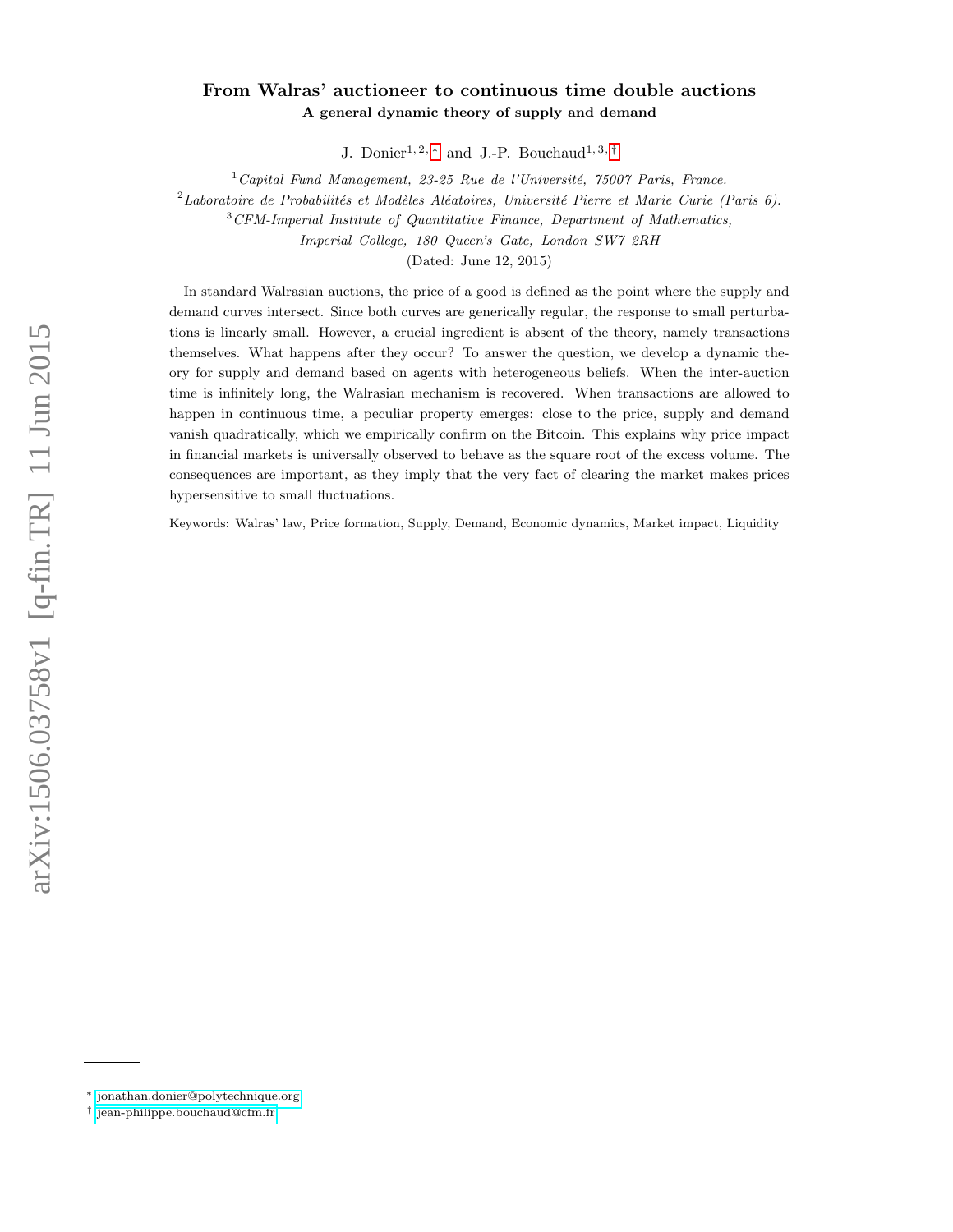# From Walras' auctioneer to continuous time double auctions

### A general dynamic theory of supply and demand

J. Donier[1, 2, *] and J.-P. Bouchaud[1, 3, †]

[1] *Capital Fund Management, 23-25 Rue de l'Université, 75007 Paris, France.*
[2] *Laboratoire de Probabilités et Modèles Aléatoires, Université Pierre et Marie Curie (Paris 6).*
[3] *CFM-Imperial Institute of Quantitative Finance, Department of Mathematics, Imperial College, 180 Queen's Gate, London SW7 2RH*

(Dated: June 12, 2015)

In standard Walrasian auctions, the price of a good is defined as the point where the supply and demand curves intersect. Since both curves are generically regular, the response to small perturbations is linearly small. However, a crucial ingredient is absent of the theory, namely transactions themselves. What happens after they occur? To answer the question, we develop a dynamic theory for supply and demand based on agents with heterogeneous beliefs. When the inter-auction time is infinitely long, the Walrasian mechanism is recovered. When transactions are allowed to happen in continuous time, a peculiar property emerges: close to the price, supply and demand vanish quadratically, which we empirically confirm on the Bitcoin. This explains why price impact in financial markets is universally observed to behave as the square root of the excess volume. The consequences are important, as they imply that the very fact of clearing the market makes prices hypersensitive to small fluctuations.

Keywords: Walras' law, Price formation, Supply, Demand, Economic dynamics, Market impact, Liquidity

* jonathan.donier@polytechnique.org
† jean-philippe.bouchaud@cfm.fr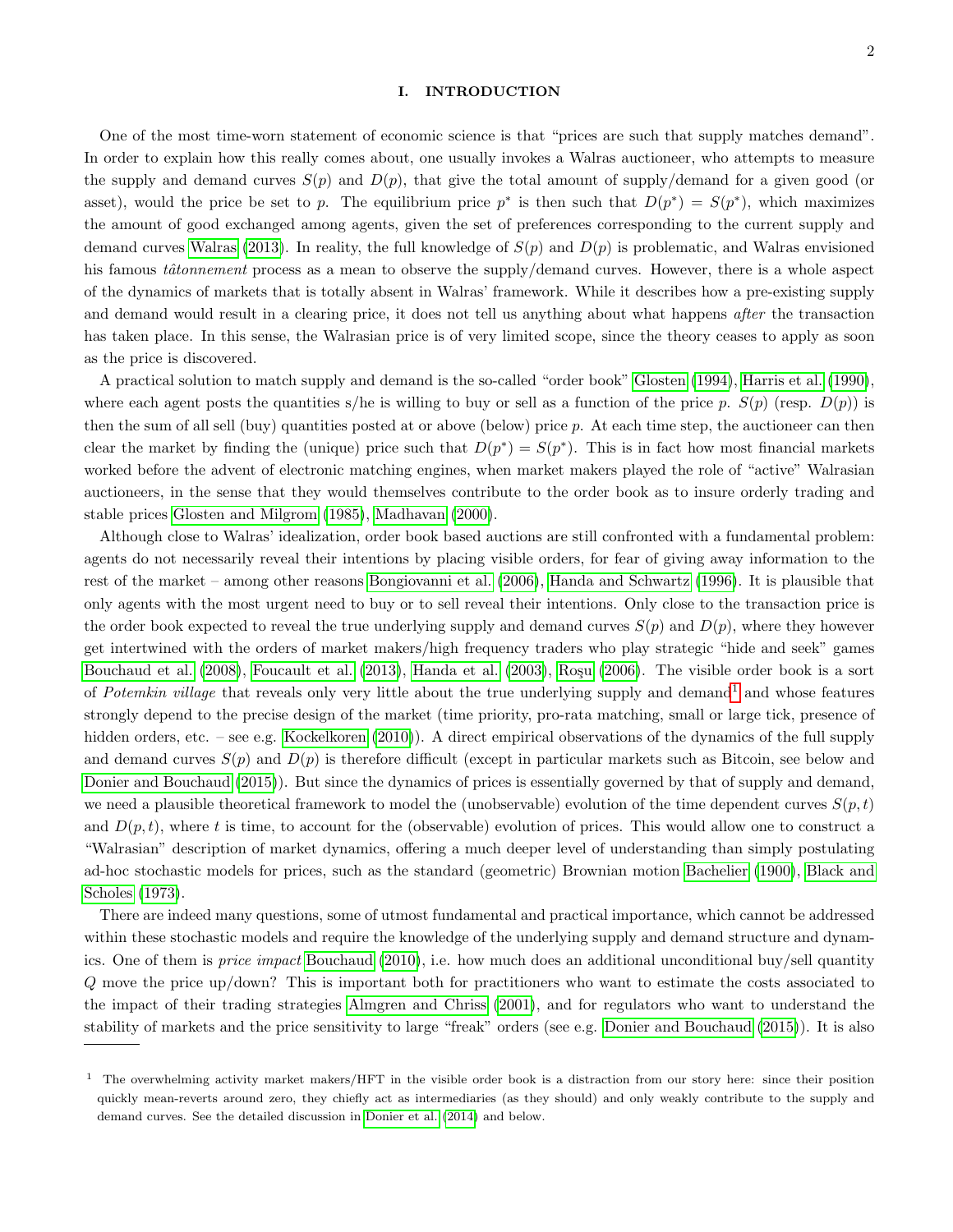## I. INTRODUCTION

One of the most time-worn statement of economic science is that "prices are such that supply matches demand". In order to explain how this really comes about, one usually invokes a Walras auctioneer, who attempts to measure the supply and demand curves $S(p)$ and $D(p)$, that give the total amount of supply/demand for a given good (or asset), would the price be set to $p$. The equilibrium price $p^*$ is then such that $D(p^*) = S(p^*)$, which maximizes the amount of good exchanged among agents, given the set of preferences corresponding to the current supply and demand curves Walras (2013). In reality, the full knowledge of $S(p)$ and $D(p)$ is problematic, and Walras envisioned his famous *tâtonnement* process as a mean to observe the supply/demand curves. However, there is a whole aspect of the dynamics of markets that is totally absent in Walras' framework. While it describes how a pre-existing supply and demand would result in a clearing price, it does not tell us anything about what happens *after* the transaction has taken place. In this sense, the Walrasian price is of very limited scope, since the theory ceases to apply as soon as the price is discovered.

A practical solution to match supply and demand is the so-called "order book" Glosten (1994), Harris et al. (1990), where each agent posts the quantities s/he is willing to buy or sell as a function of the price $p$. $S(p)$ (resp. $D(p)$) is then the sum of all sell (buy) quantities posted at or above (below) price $p$. At each time step, the auctioneer can then clear the market by finding the (unique) price such that $D(p^*) = S(p^*)$. This is in fact how most financial markets worked before the advent of electronic matching engines, when market makers played the role of "active" Walrasian auctioneers, in the sense that they would themselves contribute to the order book as to insure orderly trading and stable prices Glosten and Milgrom (1985), Madhavan (2000).

Although close to Walras' idealization, order book based auctions are still confronted with a fundamental problem: agents do not necessarily reveal their intentions by placing visible orders, for fear of giving away information to the rest of the market – among other reasons Bongiovanni et al. (2006), Handa and Schwartz (1996). It is plausible that only agents with the most urgent need to buy or to sell reveal their intentions. Only close to the transaction price is the order book expected to reveal the true underlying supply and demand curves $S(p)$ and $D(p)$, where they however get intertwined with the orders of market makers/high frequency traders who play strategic "hide and seek" games Bouchaud et al. (2008), Foucault et al. (2013), Handa et al. (2003), Roşu (2006). The visible order book is a sort of *Potemkin village* that reveals only very little about the true underlying supply and demand[1] and whose features strongly depend to the precise design of the market (time priority, pro-rata matching, small or large tick, presence of hidden orders, etc. – see e.g. Kockelkoren (2010)). A direct empirical observations of the dynamics of the full supply and demand curves $S(p)$ and $D(p)$ is therefore difficult (except in particular markets such as Bitcoin, see below and Donier and Bouchaud (2015)). But since the dynamics of prices is essentially governed by that of supply and demand, we need a plausible theoretical framework to model the (unobservable) evolution of the time dependent curves $S(p, t)$ and $D(p, t)$, where $t$ is time, to account for the (observable) evolution of prices. This would allow one to construct a "Walrasian" description of market dynamics, offering a much deeper level of understanding than simply postulating ad-hoc stochastic models for prices, such as the standard (geometric) Brownian motion Bachelier (1900), Black and Scholes (1973).

There are indeed many questions, some of utmost fundamental and practical importance, which cannot be addressed within these stochastic models and require the knowledge of the underlying supply and demand structure and dynamics. One of them is *price impact* Bouchaud (2010), i.e. how much does an additional unconditional buy/sell quantity $Q$ move the price up/down? This is important both for practitioners who want to estimate the costs associated to the impact of their trading strategies Almgren and Chriss (2001), and for regulators who want to understand the stability of markets and the price sensitivity to large "freak" orders (see e.g. Donier and Bouchaud (2015)). It is also

---

[1] The overwhelming activity market makers/HFT in the visible order book is a distraction from our story here: since their position quickly mean-reverts around zero, they chiefly act as intermediaries (as they should) and only weakly contribute to the supply and demand curves. See the detailed discussion in Donier et al. (2014) and below.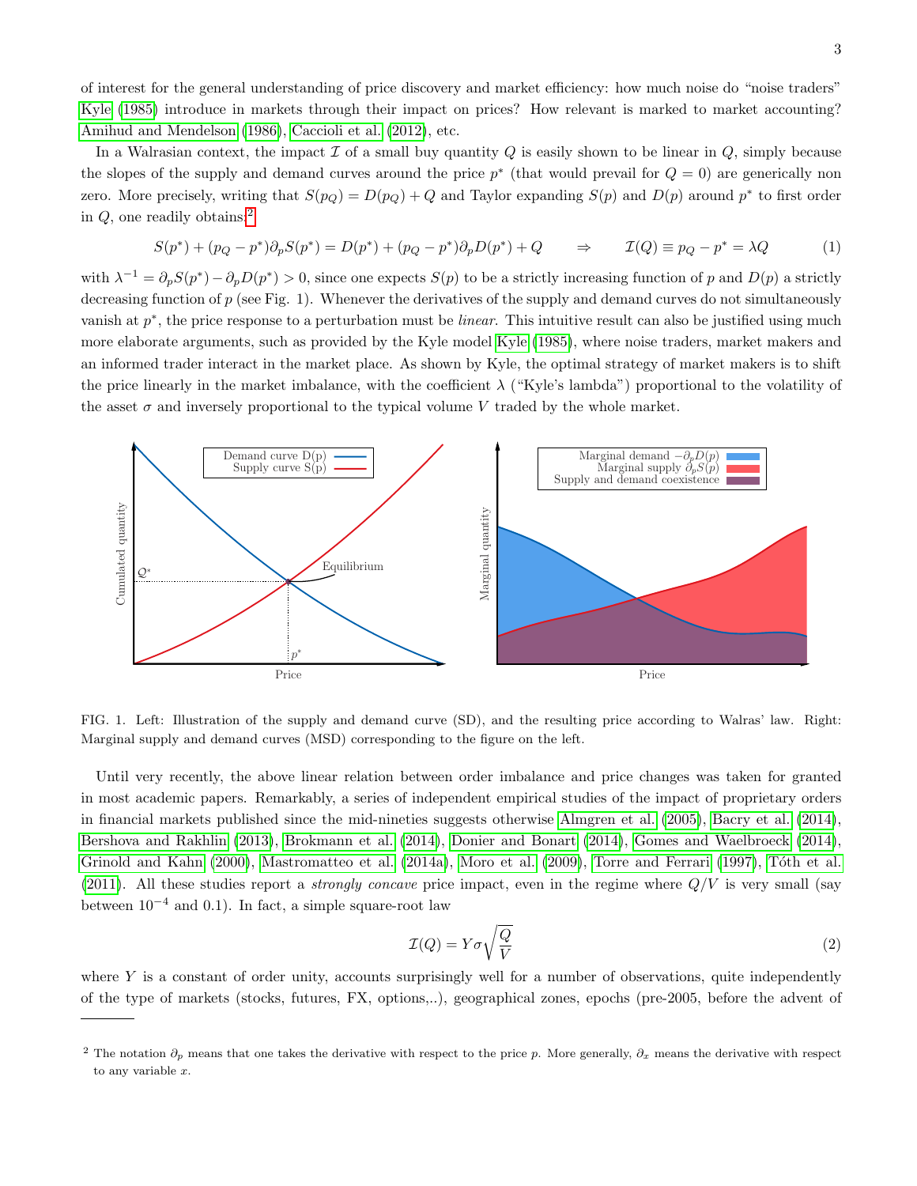of interest for the general understanding of price discovery and market efficiency: how much noise do "noise traders" Kyle (1985) introduce in markets through their impact on prices? How relevant is marked to market accounting? Amihud and Mendelson (1986), Caccioli et al. (2012), etc.

In a Walrasian context, the impact $\mathcal{I}$ of a small buy quantity $Q$ is easily shown to be linear in $Q$, simply because the slopes of the supply and demand curves around the price $p^*$ (that would prevail for $Q = 0$) are generically non zero. More precisely, writing that $S(p_Q) = D(p_Q) + Q$ and Taylor expanding $S(p)$ and $D(p)$ around $p^*$ to first order in $Q$, one readily obtains:[2]

$$S(p^*) + (p_Q - p^*)\partial_p S(p^*) = D(p^*) + (p_Q - p^*)\partial_p D(p^*) + Q \qquad \Rightarrow \qquad \mathcal{I}(Q) \equiv p_Q - p^* = \lambda Q \tag{1}$$

with $\lambda^{-1} = \partial_p S(p^*) - \partial_p D(p^*) > 0$, since one expects $S(p)$ to be a strictly increasing function of $p$ and $D(p)$ a strictly decreasing function of $p$ (see Fig. 1). Whenever the derivatives of the supply and demand curves do not simultaneously vanish at $p^*$, the price response to a perturbation must be *linear*. This intuitive result can also be justified using much more elaborate arguments, such as provided by the Kyle model Kyle (1985), where noise traders, market makers and an informed trader interact in the market place. As shown by Kyle, the optimal strategy of market makers is to shift the price linearly in the market imbalance, with the coefficient $\lambda$ ("Kyle's lambda") proportional to the volatility of the asset $\sigma$ and inversely proportional to the typical volume $V$ traded by the whole market.

FIG. 1. Left: Illustration of the supply and demand curve (SD), and the resulting price according to Walras' law. Right: Marginal supply and demand curves (MSD) corresponding to the figure on the left.

Until very recently, the above linear relation between order imbalance and price changes was taken for granted in most academic papers. Remarkably, a series of independent empirical studies of the impact of proprietary orders in financial markets published since the mid-nineties suggests otherwise Almgren et al. (2005), Bacry et al. (2014), Bershova and Rakhlin (2013), Brokmann et al. (2014), Donier and Bonart (2014), Gomes and Waelbroeck (2014), Grinold and Kahn (2000), Mastromatteo et al. (2014a), Moro et al. (2009), Torre and Ferrari (1997), Tóth et al. (2011). All these studies report a *strongly concave* price impact, even in the regime where $Q/V$ is very small (say between $10^{-4}$ and 0.1). In fact, a simple square-root law

$$\mathcal{I}(Q) = Y\sigma\sqrt{\frac{Q}{V}} \tag{2}$$

where $Y$ is a constant of order unity, accounts surprisingly well for a number of observations, quite independently of the type of markets (stocks, futures, FX, options,..), geographical zones, epochs (pre-2005, before the advent of

[2] The notation $\partial_p$ means that one takes the derivative with respect to the price $p$. More generally, $\partial_x$ means the derivative with respect to any variable $x$.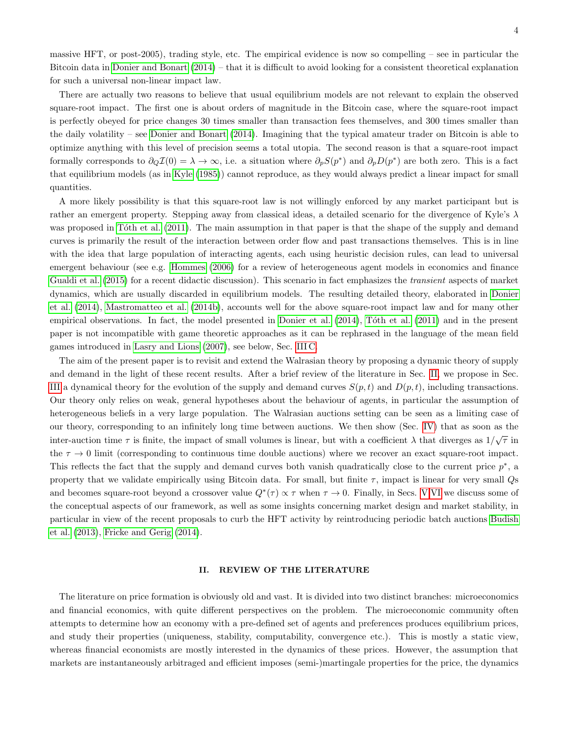massive HFT, or post-2005), trading style, etc. The empirical evidence is now so compelling – see in particular the Bitcoin data in Donier and Bonart (2014) – that it is difficult to avoid looking for a consistent theoretical explanation for such a universal non-linear impact law.

There are actually two reasons to believe that usual equilibrium models are not relevant to explain the observed square-root impact. The first one is about orders of magnitude in the Bitcoin case, where the square-root impact is perfectly obeyed for price changes 30 times smaller than transaction fees themselves, and 300 times smaller than the daily volatility – see Donier and Bonart (2014). Imagining that the typical amateur trader on Bitcoin is able to optimize anything with this level of precision seems a total utopia. The second reason is that a square-root impact formally corresponds to $\partial_Q \mathcal{I}(0) = \lambda \to \infty$, i.e. a situation where $\partial_p S(p^*)$ and $\partial_p D(p^*)$ are both zero. This is a fact that equilibrium models (as in Kyle (1985)) cannot reproduce, as they would always predict a linear impact for small quantities.

A more likely possibility is that this square-root law is not willingly enforced by any market participant but is rather an emergent property. Stepping away from classical ideas, a detailed scenario for the divergence of Kyle's $\lambda$ was proposed in Tóth et al. (2011). The main assumption in that paper is that the shape of the supply and demand curves is primarily the result of the interaction between order flow and past transactions themselves. This is in line with the idea that large population of interacting agents, each using heuristic decision rules, can lead to universal emergent behaviour (see e.g. Hommes (2006) for a review of heterogeneous agent models in economics and finance Gualdi et al. (2015) for a recent didactic discussion). This scenario in fact emphasizes the *transient* aspects of market dynamics, which are usually discarded in equilibrium models. The resulting detailed theory, elaborated in Donier et al. (2014), Mastromatteo et al. (2014b), accounts well for the above square-root impact law and for many other empirical observations. In fact, the model presented in Donier et al. (2014), Tóth et al. (2011) and in the present paper is not incompatible with game theoretic approaches as it can be rephrased in the language of the mean field games introduced in Lasry and Lions (2007), see below, Sec. III C.

The aim of the present paper is to revisit and extend the Walrasian theory by proposing a dynamic theory of supply and demand in the light of these recent results. After a brief review of the literature in Sec. II, we propose in Sec. III a dynamical theory for the evolution of the supply and demand curves $S(p,t)$ and $D(p,t)$, including transactions. Our theory only relies on weak, general hypotheses about the behaviour of agents, in particular the assumption of heterogeneous beliefs in a very large population. The Walrasian auctions setting can be seen as a limiting case of our theory, corresponding to an infinitely long time between auctions. We then show (Sec. IV) that as soon as the inter-auction time $\tau$ is finite, the impact of small volumes is linear, but with a coefficient $\lambda$ that diverges as $1/\sqrt{\tau}$ in the $\tau \to 0$ limit (corresponding to continuous time double auctions) where we recover an exact square-root impact. This reflects the fact that the supply and demand curves both vanish quadratically close to the current price $p^*$, a property that we validate empirically using Bitcoin data. For small, but finite $\tau$, impact is linear for very small $Q$s and becomes square-root beyond a crossover value $Q^*(\tau) \propto \tau$ when $\tau \to 0$. Finally, in Secs. V,VI we discuss some of the conceptual aspects of our framework, as well as some insights concerning market design and market stability, in particular in view of the recent proposals to curb the HFT activity by reintroducing periodic batch auctions Budish et al. (2013), Fricke and Gerig (2014).

## II. REVIEW OF THE LITERATURE

The literature on price formation is obviously old and vast. It is divided into two distinct branches: microeconomics and financial economics, with quite different perspectives on the problem. The microeconomic community often attempts to determine how an economy with a pre-defined set of agents and preferences produces equilibrium prices, and study their properties (uniqueness, stability, computability, convergence etc.). This is mostly a static view, whereas financial economists are mostly interested in the dynamics of these prices. However, the assumption that markets are instantaneously arbitraged and efficient imposes (semi-)martingale properties for the price, the dynamics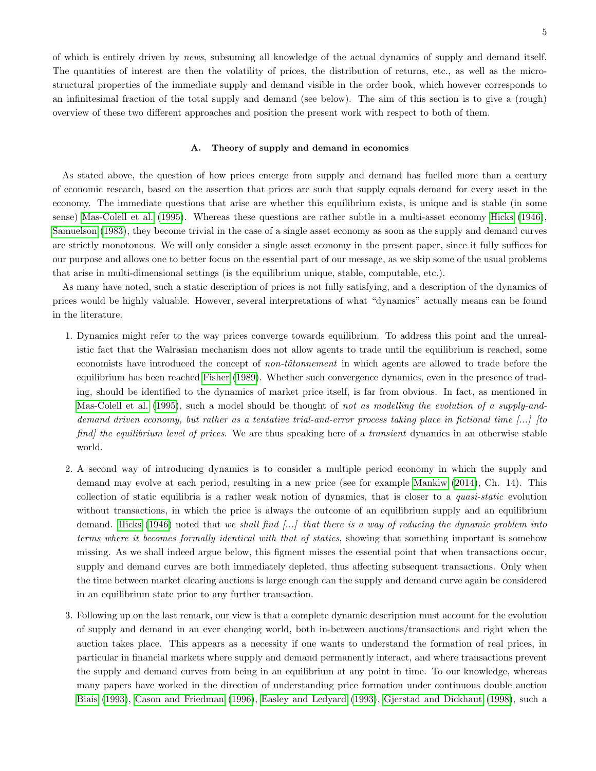of which is entirely driven by *news*, subsuming all knowledge of the actual dynamics of supply and demand itself. The quantities of interest are then the volatility of prices, the distribution of returns, etc., as well as the micro-structural properties of the immediate supply and demand visible in the order book, which however corresponds to an infinitesimal fraction of the total supply and demand (see below). The aim of this section is to give a (rough) overview of these two different approaches and position the present work with respect to both of them.

### A. Theory of supply and demand in economics

As stated above, the question of how prices emerge from supply and demand has fuelled more than a century of economic research, based on the assertion that prices are such that supply equals demand for every asset in the economy. The immediate questions that arise are whether this equilibrium exists, is unique and is stable (in some sense) Mas-Colell et al. (1995). Whereas these questions are rather subtle in a multi-asset economy Hicks (1946), Samuelson (1983), they become trivial in the case of a single asset economy as soon as the supply and demand curves are strictly monotonous. We will only consider a single asset economy in the present paper, since it fully suffices for our purpose and allows one to better focus on the essential part of our message, as we skip some of the usual problems that arise in multi-dimensional settings (is the equilibrium unique, stable, computable, etc.).

As many have noted, such a static description of prices is not fully satisfying, and a description of the dynamics of prices would be highly valuable. However, several interpretations of what "dynamics" actually means can be found in the literature.

1. Dynamics might refer to the way prices converge towards equilibrium. To address this point and the unrealistic fact that the Walrasian mechanism does not allow agents to trade until the equilibrium is reached, some economists have introduced the concept of *non-tâtonnement* in which agents are allowed to trade before the equilibrium has been reached Fisher (1989). Whether such convergence dynamics, even in the presence of trading, should be identified to the dynamics of market price itself, is far from obvious. In fact, as mentioned in Mas-Colell et al. (1995), such a model should be thought of *not as modelling the evolution of a supply-and-demand driven economy, but rather as a tentative trial-and-error process taking place in fictional time [...] [to find] the equilibrium level of prices*. We are thus speaking here of a *transient* dynamics in an otherwise stable world.

2. A second way of introducing dynamics is to consider a multiple period economy in which the supply and demand may evolve at each period, resulting in a new price (see for example Mankiw (2014), Ch. 14). This collection of static equilibria is a rather weak notion of dynamics, that is closer to a *quasi-static* evolution without transactions, in which the price is always the outcome of an equilibrium supply and an equilibrium demand. Hicks (1946) noted that *we shall find [...] that there is a way of reducing the dynamic problem into terms where it becomes formally identical with that of statics*, showing that something important is somehow missing. As we shall indeed argue below, this figment misses the essential point that when transactions occur, supply and demand curves are both immediately depleted, thus affecting subsequent transactions. Only when the time between market clearing auctions is large enough can the supply and demand curve again be considered in an equilibrium state prior to any further transaction.

3. Following up on the last remark, our view is that a complete dynamic description must account for the evolution of supply and demand in an ever changing world, both in-between auctions/transactions and right when the auction takes place. This appears as a necessity if one wants to understand the formation of real prices, in particular in financial markets where supply and demand permanently interact, and where transactions prevent the supply and demand curves from being in an equilibrium at any point in time. To our knowledge, whereas many papers have worked in the direction of understanding price formation under continuous double auction Biais (1993), Cason and Friedman (1996), Easley and Ledyard (1993), Gjerstad and Dickhaut (1998), such a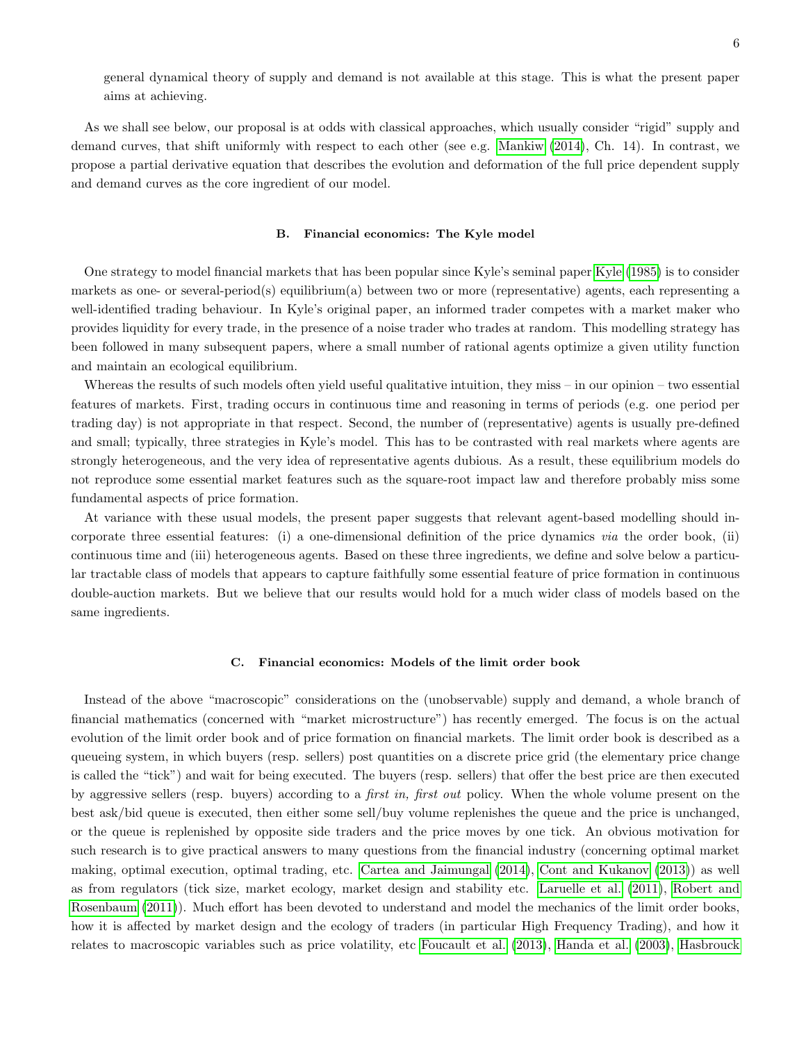general dynamical theory of supply and demand is not available at this stage. This is what the present paper aims at achieving.

As we shall see below, our proposal is at odds with classical approaches, which usually consider "rigid" supply and demand curves, that shift uniformly with respect to each other (see e.g. Mankiw (2014), Ch. 14). In contrast, we propose a partial derivative equation that describes the evolution and deformation of the full price dependent supply and demand curves as the core ingredient of our model.

### B. Financial economics: The Kyle model

One strategy to model financial markets that has been popular since Kyle's seminal paper Kyle (1985) is to consider markets as one- or several-period(s) equilibrium(a) between two or more (representative) agents, each representing a well-identified trading behaviour. In Kyle's original paper, an informed trader competes with a market maker who provides liquidity for every trade, in the presence of a noise trader who trades at random. This modelling strategy has been followed in many subsequent papers, where a small number of rational agents optimize a given utility function and maintain an ecological equilibrium.

Whereas the results of such models often yield useful qualitative intuition, they miss – in our opinion – two essential features of markets. First, trading occurs in continuous time and reasoning in terms of periods (e.g. one period per trading day) is not appropriate in that respect. Second, the number of (representative) agents is usually pre-defined and small; typically, three strategies in Kyle's model. This has to be contrasted with real markets where agents are strongly heterogeneous, and the very idea of representative agents dubious. As a result, these equilibrium models do not reproduce some essential market features such as the square-root impact law and therefore probably miss some fundamental aspects of price formation.

At variance with these usual models, the present paper suggests that relevant agent-based modelling should incorporate three essential features: (i) a one-dimensional definition of the price dynamics *via* the order book, (ii) continuous time and (iii) heterogeneous agents. Based on these three ingredients, we define and solve below a particular tractable class of models that appears to capture faithfully some essential feature of price formation in continuous double-auction markets. But we believe that our results would hold for a much wider class of models based on the same ingredients.

### C. Financial economics: Models of the limit order book

Instead of the above "macroscopic" considerations on the (unobservable) supply and demand, a whole branch of financial mathematics (concerned with "market microstructure") has recently emerged. The focus is on the actual evolution of the limit order book and of price formation on financial markets. The limit order book is described as a queueing system, in which buyers (resp. sellers) post quantities on a discrete price grid (the elementary price change is called the "tick") and wait for being executed. The buyers (resp. sellers) that offer the best price are then executed by aggressive sellers (resp. buyers) according to a *first in, first out* policy. When the whole volume present on the best ask/bid queue is executed, then either some sell/buy volume replenishes the queue and the price is unchanged, or the queue is replenished by opposite side traders and the price moves by one tick. An obvious motivation for such research is to give practical answers to many questions from the financial industry (concerning optimal market making, optimal execution, optimal trading, etc. Cartea and Jaimungal (2014), Cont and Kukanov (2013)) as well as from regulators (tick size, market ecology, market design and stability etc. Laruelle et al. (2011), Robert and Rosenbaum (2011)). Much effort has been devoted to understand and model the mechanics of the limit order books, how it is affected by market design and the ecology of traders (in particular High Frequency Trading), and how it relates to macroscopic variables such as price volatility, etc Foucault et al. (2013), Handa et al. (2003), Hasbrouck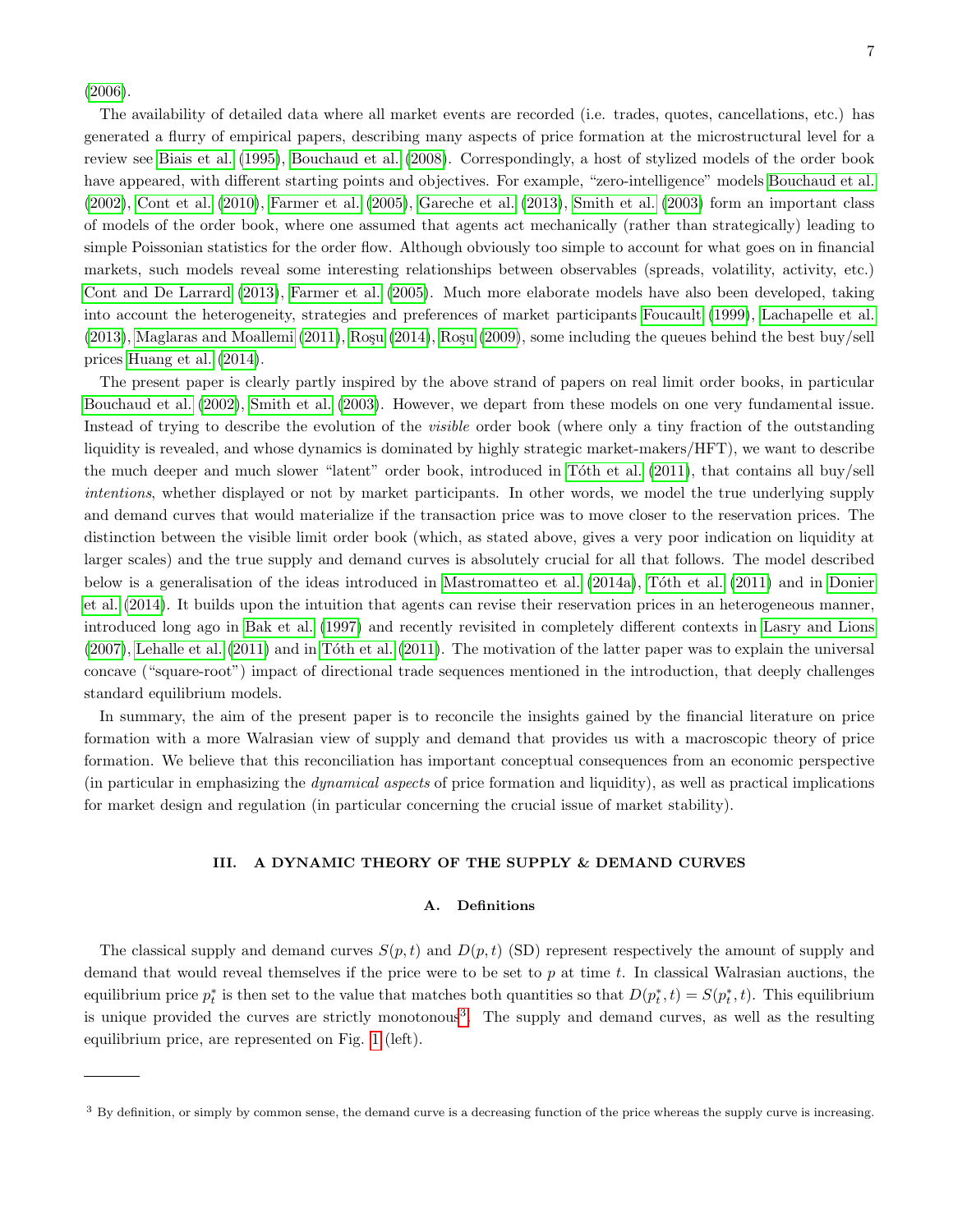(2006).

The availability of detailed data where all market events are recorded (i.e. trades, quotes, cancellations, etc.) has generated a flurry of empirical papers, describing many aspects of price formation at the microstructural level for a review see Biais et al. (1995), Bouchaud et al. (2008). Correspondingly, a host of stylized models of the order book have appeared, with different starting points and objectives. For example, "zero-intelligence" models Bouchaud et al. (2002), Cont et al. (2010), Farmer et al. (2005), Gareche et al. (2013), Smith et al. (2003) form an important class of models of the order book, where one assumed that agents act mechanically (rather than strategically) leading to simple Poissonian statistics for the order flow. Although obviously too simple to account for what goes on in financial markets, such models reveal some interesting relationships between observables (spreads, volatility, activity, etc.) Cont and De Larrard (2013), Farmer et al. (2005). Much more elaborate models have also been developed, taking into account the heterogeneity, strategies and preferences of market participants Foucault (1999), Lachapelle et al. (2013), Maglaras and Moallemi (2011), Roşu (2014), Roşu (2009), some including the queues behind the best buy/sell prices Huang et al. (2014).

The present paper is clearly partly inspired by the above strand of papers on real limit order books, in particular Bouchaud et al. (2002), Smith et al. (2003). However, we depart from these models on one very fundamental issue. Instead of trying to describe the evolution of the *visible* order book (where only a tiny fraction of the outstanding liquidity is revealed, and whose dynamics is dominated by highly strategic market-makers/HFT), we want to describe the much deeper and much slower "latent" order book, introduced in Tóth et al. (2011), that contains all buy/sell *intentions*, whether displayed or not by market participants. In other words, we model the true underlying supply and demand curves that would materialize if the transaction price was to move closer to the reservation prices. The distinction between the visible limit order book (which, as stated above, gives a very poor indication on liquidity at larger scales) and the true supply and demand curves is absolutely crucial for all that follows. The model described below is a generalisation of the ideas introduced in Mastromatteo et al. (2014a), Tóth et al. (2011) and in Donier et al. (2014). It builds upon the intuition that agents can revise their reservation prices in an heterogeneous manner, introduced long ago in Bak et al. (1997) and recently revisited in completely different contexts in Lasry and Lions (2007), Lehalle et al. (2011) and in Tóth et al. (2011). The motivation of the latter paper was to explain the universal concave ("square-root") impact of directional trade sequences mentioned in the introduction, that deeply challenges standard equilibrium models.

In summary, the aim of the present paper is to reconcile the insights gained by the financial literature on price formation with a more Walrasian view of supply and demand that provides us with a macroscopic theory of price formation. We believe that this reconciliation has important conceptual consequences from an economic perspective (in particular in emphasizing the *dynamical aspects* of price formation and liquidity), as well as practical implications for market design and regulation (in particular concerning the crucial issue of market stability).

## III. A DYNAMIC THEORY OF THE SUPPLY & DEMAND CURVES

### A. Definitions

The classical supply and demand curves $S(p,t)$ and $D(p,t)$ (SD) represent respectively the amount of supply and demand that would reveal themselves if the price were to be set to $p$ at time $t$. In classical Walrasian auctions, the equilibrium price $p_t^*$ is then set to the value that matches both quantities so that $D(p_t^*,t) = S(p_t^*,t)$. This equilibrium is unique provided the curves are strictly monotonous[3]. The supply and demand curves, as well as the resulting equilibrium price, are represented on Fig. 1 (left).

[3] By definition, or simply by common sense, the demand curve is a decreasing function of the price whereas the supply curve is increasing.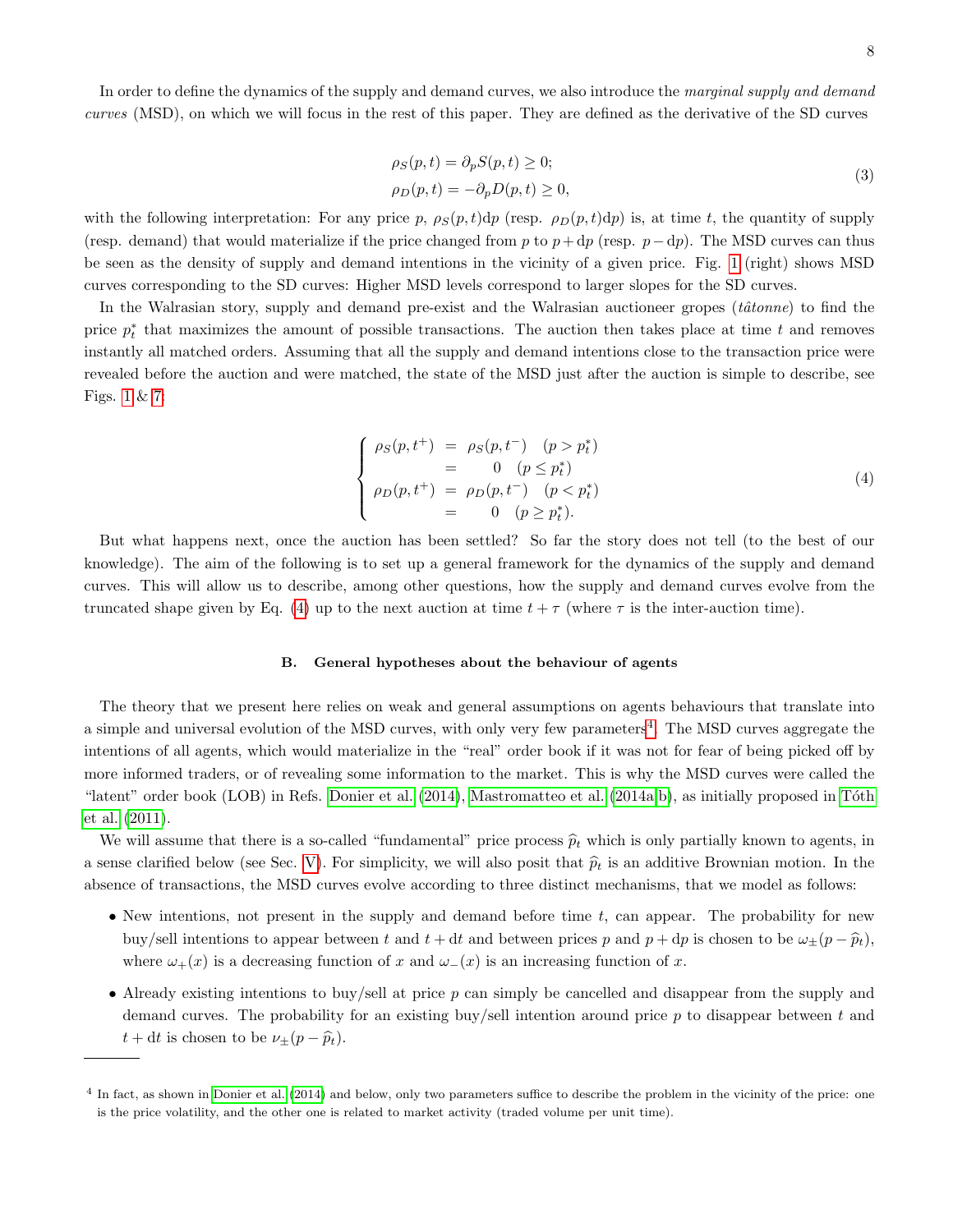In order to define the dynamics of the supply and demand curves, we also introduce the *marginal supply and demand curves* (MSD), on which we will focus in the rest of this paper. They are defined as the derivative of the SD curves

$$
\begin{aligned}
\rho_S(p,t) &= \partial_p S(p,t) \geq 0; \\
\rho_D(p,t) &= -\partial_p D(p,t) \geq 0,
\end{aligned}
\tag{3}
$$

with the following interpretation: For any price $p$, $\rho_S(p,t)\mathrm{d}p$ (resp. $\rho_D(p,t)\mathrm{d}p$) is, at time $t$, the quantity of supply (resp. demand) that would materialize if the price changed from $p$ to $p+\mathrm{d}p$ (resp. $p-\mathrm{d}p$). The MSD curves can thus be seen as the density of supply and demand intentions in the vicinity of a given price. Fig. 1 (right) shows MSD curves corresponding to the SD curves: Higher MSD levels correspond to larger slopes for the SD curves.

In the Walrasian story, supply and demand pre-exist and the Walrasian auctioneer gropes (*tâtonne*) to find the price $p_t^*$ that maximizes the amount of possible transactions. The auction then takes place at time $t$ and removes instantly all matched orders. Assuming that all the supply and demand intentions close to the transaction price were revealed before the auction and were matched, the state of the MSD just after the auction is simple to describe, see Figs. 1 & 7:

$$
\left\{
\begin{array}{rcl}
\rho_S(p,t^+) &=& \rho_S(p,t^-) \quad (p > p_t^*) \\
&=& 0 \quad (p \leq p_t^*) \\
\rho_D(p,t^+) &=& \rho_D(p,t^-) \quad (p < p_t^*) \\
&=& 0 \quad (p \geq p_t^*).
\end{array}
\right.
\tag{4}
$$

But what happens next, once the auction has been settled? So far the story does not tell (to the best of our knowledge). The aim of the following is to set up a general framework for the dynamics of the supply and demand curves. This will allow us to describe, among other questions, how the supply and demand curves evolve from the truncated shape given by Eq. (4) up to the next auction at time $t+\tau$ (where $\tau$ is the inter-auction time).

### B. General hypotheses about the behaviour of agents

The theory that we present here relies on weak and general assumptions on agents behaviours that translate into a simple and universal evolution of the MSD curves, with only very few parameters[4]. The MSD curves aggregate the intentions of all agents, which would materialize in the "real" order book if it was not for fear of being picked off by more informed traders, or of revealing some information to the market. This is why the MSD curves were called the "latent" order book (LOB) in Refs. Donier et al. (2014), Mastromatteo et al. (2014a,b), as initially proposed in Tóth et al. (2011).

We will assume that there is a so-called "fundamental" price process $\widehat{p}_t$ which is only partially known to agents, in a sense clarified below (see Sec. V). For simplicity, we will also posit that $\widehat{p}_t$ is an additive Brownian motion. In the absence of transactions, the MSD curves evolve according to three distinct mechanisms, that we model as follows:

- New intentions, not present in the supply and demand before time $t$, can appear. The probability for new buy/sell intentions to appear between $t$ and $t+\mathrm{d}t$ and between prices $p$ and $p+\mathrm{d}p$ is chosen to be $\omega_\pm(p-\widehat{p}_t)$, where $\omega_+(x)$ is a decreasing function of $x$ and $\omega_-(x)$ is an increasing function of $x$.
- Already existing intentions to buy/sell at price $p$ can simply be cancelled and disappear from the supply and demand curves. The probability for an existing buy/sell intention around price $p$ to disappear between $t$ and $t+\mathrm{d}t$ is chosen to be $\nu_\pm(p-\widehat{p}_t)$.

[4] In fact, as shown in Donier et al. (2014) and below, only two parameters suffice to describe the problem in the vicinity of the price: one is the price volatility, and the other one is related to market activity (traded volume per unit time).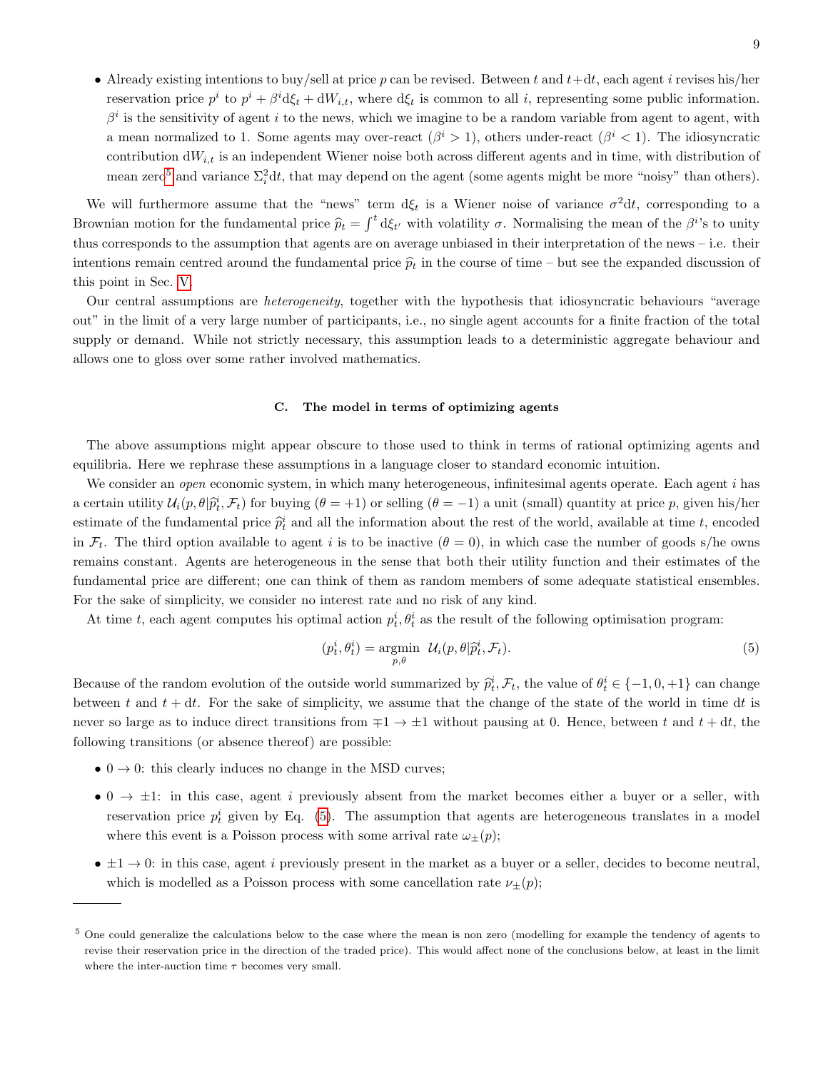- Already existing intentions to buy/sell at price $p$ can be revised. Between $t$ and $t+\mathrm{d}t$, each agent $i$ revises his/her reservation price $p^i$ to $p^i + \beta^i \mathrm{d}\xi_t + \mathrm{d}W_{i,t}$, where $\mathrm{d}\xi_t$ is common to all $i$, representing some public information. $\beta^i$ is the sensitivity of agent $i$ to the news, which we imagine to be a random variable from agent to agent, with a mean normalized to 1. Some agents may over-react ($\beta^i > 1$), others under-react ($\beta^i < 1$). The idiosyncratic contribution $\mathrm{d}W_{i,t}$ is an independent Wiener noise both across different agents and in time, with distribution of mean zero[5] and variance $\Sigma_i^2 \mathrm{d}t$, that may depend on the agent (some agents might be more "noisy" than others).

We will furthermore assume that the "news" term $\mathrm{d}\xi_t$ is a Wiener noise of variance $\sigma^2 \mathrm{d}t$, corresponding to a Brownian motion for the fundamental price $\widehat{p}_t = \int^t \mathrm{d}\xi_{t'}$ with volatility $\sigma$. Normalising the mean of the $\beta^i$'s to unity thus corresponds to the assumption that agents are on average unbiased in their interpretation of the news – i.e. their intentions remain centred around the fundamental price $\widehat{p}_t$ in the course of time – but see the expanded discussion of this point in Sec. V.

Our central assumptions are *heterogeneity*, together with the hypothesis that idiosyncratic behaviours "average out" in the limit of a very large number of participants, i.e., no single agent accounts for a finite fraction of the total supply or demand. While not strictly necessary, this assumption leads to a deterministic aggregate behaviour and allows one to gloss over some rather involved mathematics.

### C. The model in terms of optimizing agents

The above assumptions might appear obscure to those used to think in terms of rational optimizing agents and equilibria. Here we rephrase these assumptions in a language closer to standard economic intuition.

We consider an *open* economic system, in which many heterogeneous, infinitesimal agents operate. Each agent $i$ has a certain utility $\mathcal{U}_i(p, \theta | \widehat{p}_t^i, \mathcal{F}_t)$ for buying ($\theta = +1$) or selling ($\theta = -1$) a unit (small) quantity at price $p$, given his/her estimate of the fundamental price $\widehat{p}_t^i$ and all the information about the rest of the world, available at time $t$, encoded in $\mathcal{F}_t$. The third option available to agent $i$ is to be inactive ($\theta = 0$), in which case the number of goods s/he owns remains constant. Agents are heterogeneous in the sense that both their utility function and their estimates of the fundamental price are different; one can think of them as random members of some adequate statistical ensembles. For the sake of simplicity, we consider no interest rate and no risk of any kind.

At time $t$, each agent computes his optimal action $p_t^i, \theta_t^i$ as the result of the following optimisation program:

$$(p_t^i, \theta_t^i) = \underset{p,\theta}{\operatorname{argmin}} \;\; \mathcal{U}_i(p, \theta | \widehat{p}_t^i, \mathcal{F}_t). \tag{5}$$

Because of the random evolution of the outside world summarized by $\widehat{p}_t^i, \mathcal{F}_t$, the value of $\theta_t^i \in \{-1, 0, +1\}$ can change between $t$ and $t + \mathrm{d}t$. For the sake of simplicity, we assume that the change of the state of the world in time $\mathrm{d}t$ is never so large as to induce direct transitions from $\mp 1 \to \pm 1$ without pausing at 0. Hence, between $t$ and $t + \mathrm{d}t$, the following transitions (or absence thereof) are possible:

- $0 \to 0$: this clearly induces no change in the MSD curves;
- $0 \to \pm 1$: in this case, agent $i$ previously absent from the market becomes either a buyer or a seller, with reservation price $p_t^i$ given by Eq. (5). The assumption that agents are heterogeneous translates in a model where this event is a Poisson process with some arrival rate $\omega_\pm(p)$;
- $\pm 1 \to 0$: in this case, agent $i$ previously present in the market as a buyer or a seller, decides to become neutral, which is modelled as a Poisson process with some cancellation rate $\nu_\pm(p)$;

[5] One could generalize the calculations below to the case where the mean is non zero (modelling for example the tendency of agents to revise their reservation price in the direction of the traded price). This would affect none of the conclusions below, at least in the limit where the inter-auction time $\tau$ becomes very small.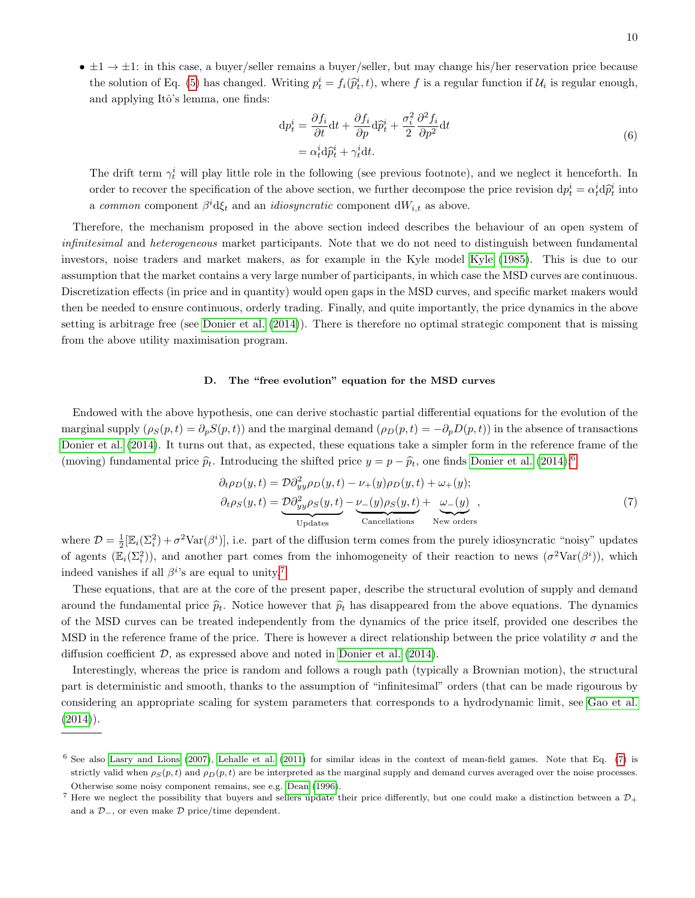- $\pm 1 \to \pm 1$: in this case, a buyer/seller remains a buyer/seller, but may change his/her reservation price because the solution of Eq. (5) has changed. Writing $p_t^i = f_i(\widehat{p}_t^i, t)$, where $f$ is a regular function if $\mathcal{U}_i$ is regular enough, and applying Itô's lemma, one finds:

$$
\begin{aligned}
\mathrm{d}p_t^i &= \frac{\partial f_i}{\partial t}\mathrm{d}t + \frac{\partial f_i}{\partial p}\mathrm{d}\widehat{p}_t^i + \frac{\sigma_i^2}{2}\frac{\partial^2 f_i}{\partial p^2}\mathrm{d}t \\
&= \alpha_t^i \mathrm{d}\widehat{p}_t^i + \gamma_t^i \mathrm{d}t.
\end{aligned}
\tag{6}
$$

The drift term $\gamma_t^i$ will play little role in the following (see previous footnote), and we neglect it henceforth. In order to recover the specification of the above section, we further decompose the price revision $\mathrm{d}p_t^i = \alpha_t^i \mathrm{d}\widehat{p}_t^i$ into a *common* component $\beta^i \mathrm{d}\xi_t$ and an *idiosyncratic* component $\mathrm{d}W_{i,t}$ as above.

Therefore, the mechanism proposed in the above section indeed describes the behaviour of an open system of *infinitesimal* and *heterogeneous* market participants. Note that we do not need to distinguish between fundamental investors, noise traders and market makers, as for example in the Kyle model Kyle (1985). This is due to our assumption that the market contains a very large number of participants, in which case the MSD curves are continuous. Discretization effects (in price and in quantity) would open gaps in the MSD curves, and specific market makers would then be needed to ensure continuous, orderly trading. Finally, and quite importantly, the price dynamics in the above setting is arbitrage free (see Donier et al. (2014)). There is therefore no optimal strategic component that is missing from the above utility maximisation program.

### D. The "free evolution" equation for the MSD curves

Endowed with the above hypothesis, one can derive stochastic partial differential equations for the evolution of the marginal supply ($\rho_S(p,t) = \partial_p S(p,t)$) and the marginal demand ($\rho_D(p,t) = -\partial_p D(p,t)$) in the absence of transactions Donier et al. (2014). It turns out that, as expected, these equations take a simpler form in the reference frame of the (moving) fundamental price $\widehat{p}_t$. Introducing the shifted price $y = p - \widehat{p}_t$, one finds Donier et al. (2014):[6]

$$
\begin{aligned}
\partial_t \rho_D(y,t) &= \mathcal{D}\partial_{yy}^2 \rho_D(y,t) - \nu_+(y)\rho_D(y,t) + \omega_+(y); \\
\partial_t \rho_S(y,t) &= \underbrace{\mathcal{D}\partial_{yy}^2 \rho_S(y,t)}_{\text{Updates}} - \underbrace{\nu_-(y)\rho_S(y,t)}_{\text{Cancellations}} + \underbrace{\omega_-(y)}_{\text{New orders}},
\end{aligned}
\tag{7}
$$

where $\mathcal{D} = \frac{1}{2}[\mathbb{E}_i(\Sigma_i^2) + \sigma^2 \mathrm{Var}(\beta^i)]$, i.e. part of the diffusion term comes from the purely idiosyncratic "noisy" updates of agents ($\mathbb{E}_i(\Sigma_i^2)$), and another part comes from the inhomogeneity of their reaction to news ($\sigma^2 \mathrm{Var}(\beta^i)$), which indeed vanishes if all $\beta^i$'s are equal to unity.[7]

These equations, that are at the core of the present paper, describe the structural evolution of supply and demand around the fundamental price $\widehat{p}_t$. Notice however that $\widehat{p}_t$ has disappeared from the above equations. The dynamics of the MSD curves can be treated independently from the dynamics of the price itself, provided one describes the MSD in the reference frame of the price. There is however a direct relationship between the price volatility $\sigma$ and the diffusion coefficient $\mathcal{D}$, as expressed above and noted in Donier et al. (2014).

Interestingly, whereas the price is random and follows a rough path (typically a Brownian motion), the structural part is deterministic and smooth, thanks to the assumption of "infinitesimal" orders (that can be made rigourous by considering an appropriate scaling for system parameters that corresponds to a hydrodynamic limit, see Gao et al. (2014)).

---

[6] See also Lasry and Lions (2007), Lehalle et al. (2011) for similar ideas in the context of mean-field games. Note that Eq. (7) is strictly valid when $\rho_S(p,t)$ and $\rho_D(p,t)$ are be interpreted as the marginal supply and demand curves averaged over the noise processes. Otherwise some noisy component remains, see e.g. Dean (1996).

[7] Here we neglect the possibility that buyers and sellers update their price differently, but one could make a distinction between a $\mathcal{D}_+$ and a $\mathcal{D}_-$, or even make $\mathcal{D}$ price/time dependent.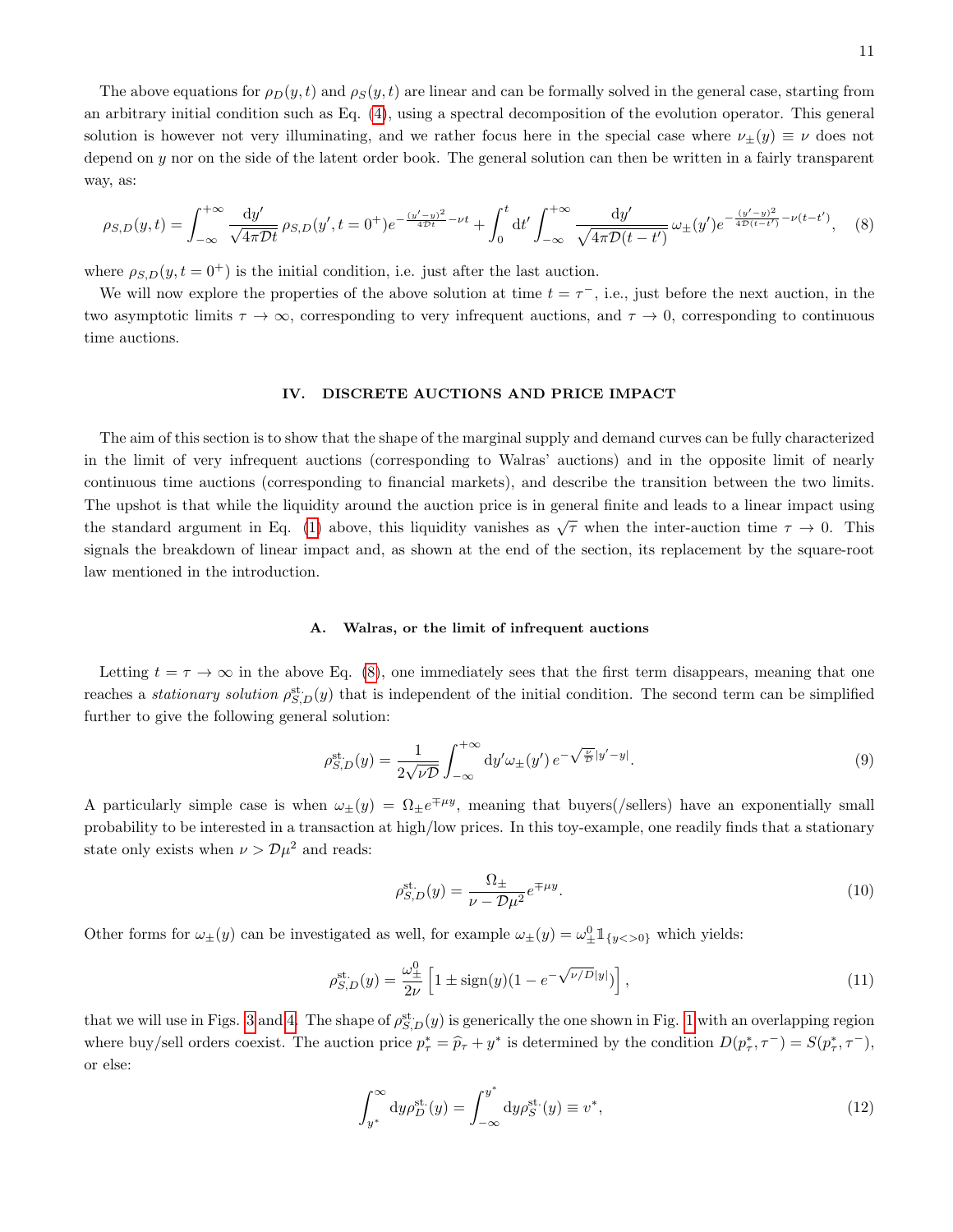The above equations for $\rho_D(y,t)$ and $\rho_S(y,t)$ are linear and can be formally solved in the general case, starting from an arbitrary initial condition such as Eq. (4), using a spectral decomposition of the evolution operator. This general solution is however not very illuminating, and we rather focus here in the special case where $\nu_\pm(y) \equiv \nu$ does not depend on $y$ nor on the side of the latent order book. The general solution can then be written in a fairly transparent way, as:

$$\rho_{S,D}(y,t) = \int_{-\infty}^{+\infty} \frac{\mathrm{d}y'}{\sqrt{4\pi\mathcal{D}t}}\, \rho_{S,D}(y', t=0^+) e^{-\frac{(y'-y)^2}{4\mathcal{D}t} - \nu t} + \int_0^t \mathrm{d}t' \int_{-\infty}^{+\infty} \frac{\mathrm{d}y'}{\sqrt{4\pi\mathcal{D}(t-t')}}\, \omega_\pm(y') e^{-\frac{(y'-y)^2}{4\mathcal{D}(t-t')} - \nu(t-t')}, \quad (8)$$

where $\rho_{S,D}(y, t=0^+)$ is the initial condition, i.e. just after the last auction.

We will now explore the properties of the above solution at time $t = \tau^-$, i.e., just before the next auction, in the two asymptotic limits $\tau \to \infty$, corresponding to very infrequent auctions, and $\tau \to 0$, corresponding to continuous time auctions.

## IV. DISCRETE AUCTIONS AND PRICE IMPACT

The aim of this section is to show that the shape of the marginal supply and demand curves can be fully characterized in the limit of very infrequent auctions (corresponding to Walras' auctions) and in the opposite limit of nearly continuous time auctions (corresponding to financial markets), and describe the transition between the two limits. The upshot is that while the liquidity around the auction price is in general finite and leads to a linear impact using the standard argument in Eq. (1) above, this liquidity vanishes as $\sqrt{\tau}$ when the inter-auction time $\tau \to 0$. This signals the breakdown of linear impact and, as shown at the end of the section, its replacement by the square-root law mentioned in the introduction.

### A. Walras, or the limit of infrequent auctions

Letting $t = \tau \to \infty$ in the above Eq. (8), one immediately sees that the first term disappears, meaning that one reaches a *stationary solution* $\rho^{\text{st.}}_{S,D}(y)$ that is independent of the initial condition. The second term can be simplified further to give the following general solution:

$$\rho^{\text{st.}}_{S,D}(y) = \frac{1}{2\sqrt{\nu\mathcal{D}}} \int_{-\infty}^{+\infty} \mathrm{d}y' \omega_\pm(y')\, e^{-\sqrt{\frac{\nu}{\mathcal{D}}}|y'-y|}. \quad (9)$$

A particularly simple case is when $\omega_\pm(y) = \Omega_\pm e^{\mp\mu y}$, meaning that buyers(/sellers) have an exponentially small probability to be interested in a transaction at high/low prices. In this toy-example, one readily finds that a stationary state only exists when $\nu > \mathcal{D}\mu^2$ and reads:

$$\rho^{\text{st.}}_{S,D}(y) = \frac{\Omega_\pm}{\nu - \mathcal{D}\mu^2} e^{\mp\mu y}. \quad (10)$$

Other forms for $\omega_\pm(y)$ can be investigated as well, for example $\omega_\pm(y) = \omega^0_\pm \mathbb{1}_{\{y<>0\}}$ which yields:

$$\rho^{\text{st.}}_{S,D}(y) = \frac{\omega^0_\pm}{2\nu}\left[1 \pm \text{sign}(y)(1 - e^{-\sqrt{\nu/D}|y|})\right], \quad (11)$$

that we will use in Figs. 3 and 4. The shape of $\rho^{\text{st.}}_{S,D}(y)$ is generically the one shown in Fig. 1 with an overlapping region where buy/sell orders coexist. The auction price $p^*_\tau = \widehat{p}_\tau + y^*$ is determined by the condition $D(p^*_\tau, \tau^-) = S(p^*_\tau, \tau^-)$, or else:

$$\int_{y^*}^{\infty} \mathrm{d}y \rho^{\text{st.}}_D(y) = \int_{-\infty}^{y^*} \mathrm{d}y \rho^{\text{st.}}_S(y) \equiv v^*, \quad (12)$$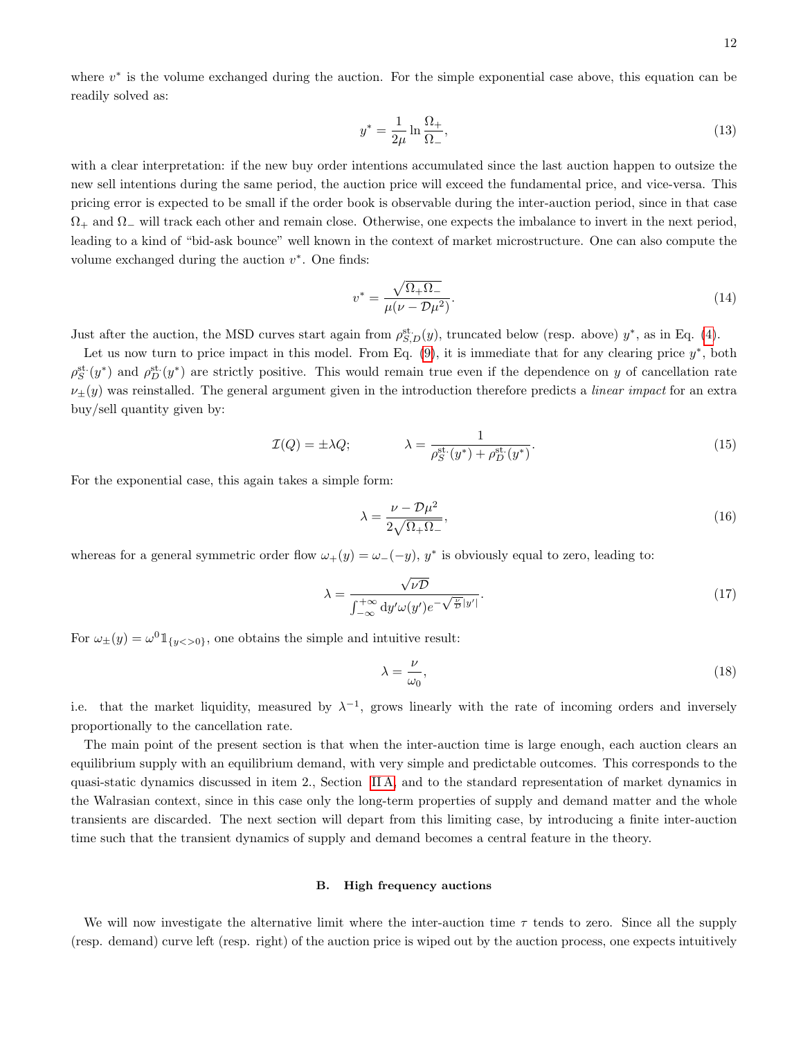where $v^*$ is the volume exchanged during the auction. For the simple exponential case above, this equation can be readily solved as:

$$y^* = \frac{1}{2\mu} \ln \frac{\Omega_+}{\Omega_-}, \tag{13}$$

with a clear interpretation: if the new buy order intentions accumulated since the last auction happen to outsize the new sell intentions during the same period, the auction price will exceed the fundamental price, and vice-versa. This pricing error is expected to be small if the order book is observable during the inter-auction period, since in that case $\Omega_+$ and $\Omega_-$ will track each other and remain close. Otherwise, one expects the imbalance to invert in the next period, leading to a kind of "bid-ask bounce" well known in the context of market microstructure. One can also compute the volume exchanged during the auction $v^*$. One finds:

$$v^* = \frac{\sqrt{\Omega_+ \Omega_-}}{\mu(\nu - \mathcal{D}\mu^2)}. \tag{14}$$

Just after the auction, the MSD curves start again from $\rho^{\text{st.}}_{S,D}(y)$, truncated below (resp. above) $y^*$, as in Eq. (4).

Let us now turn to price impact in this model. From Eq. (9), it is immediate that for any clearing price $y^*$, both $\rho^{\text{st.}}_S(y^*)$ and $\rho^{\text{st.}}_D(y^*)$ are strictly positive. This would remain true even if the dependence on $y$ of cancellation rate $\nu_\pm(y)$ was reinstalled. The general argument given in the introduction therefore predicts a *linear impact* for an extra buy/sell quantity given by:

$$\mathcal{I}(Q) = \pm \lambda Q; \qquad \lambda = \frac{1}{\rho^{\text{st.}}_S(y^*) + \rho^{\text{st.}}_D(y^*)}. \tag{15}$$

For the exponential case, this again takes a simple form:

$$\lambda = \frac{\nu - \mathcal{D}\mu^2}{2\sqrt{\Omega_+ \Omega_-}}, \tag{16}$$

whereas for a general symmetric order flow $\omega_+(y) = \omega_-(-y)$, $y^*$ is obviously equal to zero, leading to:

$$\lambda = \frac{\sqrt{\nu \mathcal{D}}}{\int_{-\infty}^{+\infty} \mathrm{d}y' \omega(y') e^{-\sqrt{\frac{\nu}{\mathcal{D}}}|y'|}}. \tag{17}$$

For $\omega_\pm(y) = \omega^0 \mathbb{1}_{\{y<>0\}}$, one obtains the simple and intuitive result:

$$\lambda = \frac{\nu}{\omega_0}, \tag{18}$$

i.e. that the market liquidity, measured by $\lambda^{-1}$, grows linearly with the rate of incoming orders and inversely proportionally to the cancellation rate.

The main point of the present section is that when the inter-auction time is large enough, each auction clears an equilibrium supply with an equilibrium demand, with very simple and predictable outcomes. This corresponds to the quasi-static dynamics discussed in item 2., Section II A, and to the standard representation of market dynamics in the Walrasian context, since in this case only the long-term properties of supply and demand matter and the whole transients are discarded. The next section will depart from this limiting case, by introducing a finite inter-auction time such that the transient dynamics of supply and demand becomes a central feature in the theory.

### B. High frequency auctions

We will now investigate the alternative limit where the inter-auction time $\tau$ tends to zero. Since all the supply (resp. demand) curve left (resp. right) of the auction price is wiped out by the auction process, one expects intuitively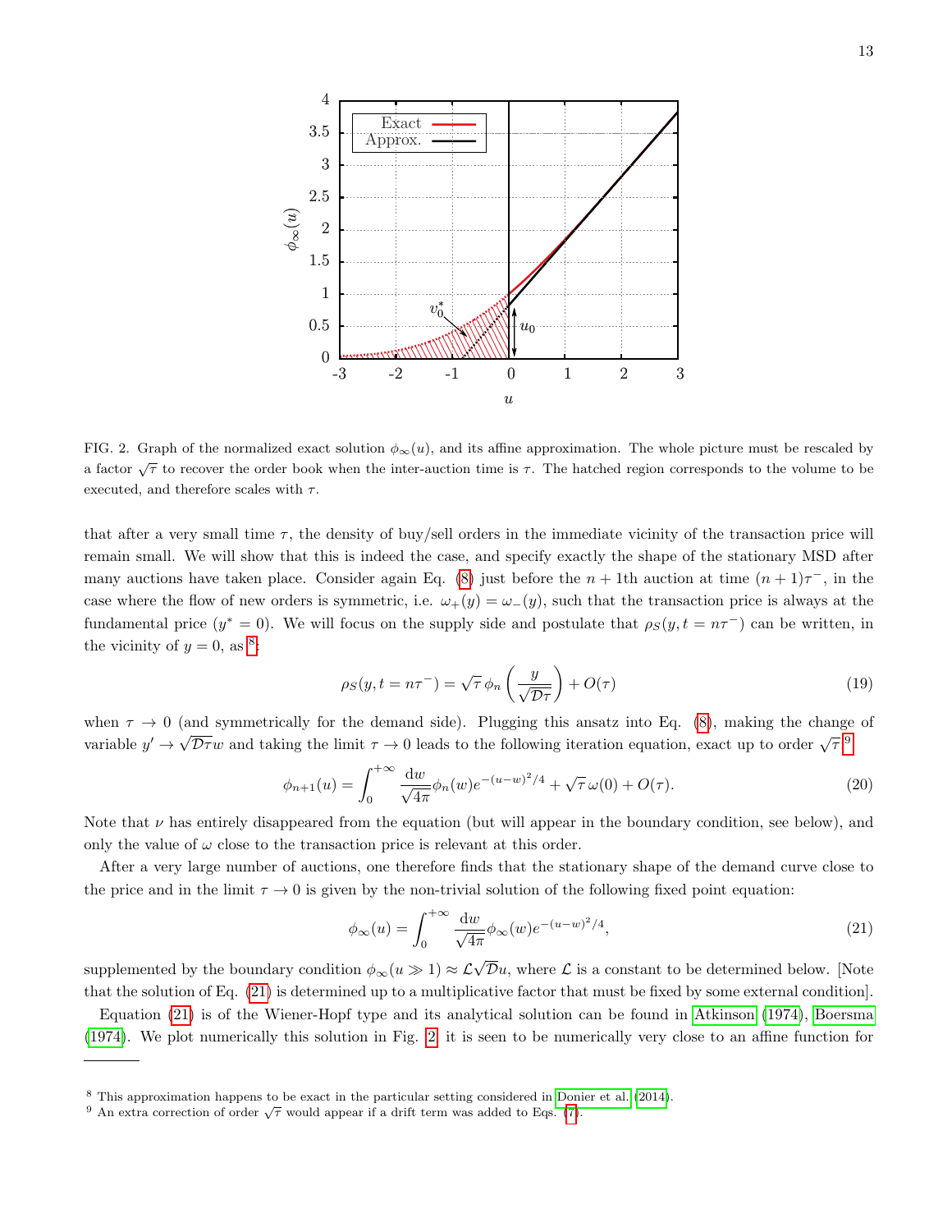FIG. 2. Graph of the normalized exact solution $\phi_\infty(u)$, and its affine approximation. The whole picture must be rescaled by a factor $\sqrt{\tau}$ to recover the order book when the inter-auction time is $\tau$. The hatched region corresponds to the volume to be executed, and therefore scales with $\tau$.

that after a very small time $\tau$, the density of buy/sell orders in the immediate vicinity of the transaction price will remain small. We will show that this is indeed the case, and specify exactly the shape of the stationary MSD after many auctions have taken place. Consider again Eq. (8) just before the $n+1$th auction at time $(n+1)\tau^-$, in the case where the flow of new orders is symmetric, i.e. $\omega_+(y) = \omega_-(y)$, such that the transaction price is always at the fundamental price ($y^* = 0$). We will focus on the supply side and postulate that $\rho_S(y, t = n\tau^-)$ can be written, in the vicinity of $y = 0$, as [8]:

$$\rho_S(y, t = n\tau^-) = \sqrt{\tau}\,\phi_n\left(\frac{y}{\sqrt{\mathcal{D}\tau}}\right) + O(\tau) \tag{19}$$

when $\tau \to 0$ (and symmetrically for the demand side). Plugging this ansatz into Eq. (8), making the change of variable $y' \to \sqrt{\mathcal{D}\tau}w$ and taking the limit $\tau \to 0$ leads to the following iteration equation, exact up to order $\sqrt{\tau}$ [9]:

$$\phi_{n+1}(u) = \int_0^{+\infty} \frac{\mathrm{d}w}{\sqrt{4\pi}} \phi_n(w) e^{-(u-w)^2/4} + \sqrt{\tau}\,\omega(0) + O(\tau). \tag{20}$$

Note that $\nu$ has entirely disappeared from the equation (but will appear in the boundary condition, see below), and only the value of $\omega$ close to the transaction price is relevant at this order.

After a very large number of auctions, one therefore finds that the stationary shape of the demand curve close to the price and in the limit $\tau \to 0$ is given by the non-trivial solution of the following fixed point equation:

$$\phi_\infty(u) = \int_0^{+\infty} \frac{\mathrm{d}w}{\sqrt{4\pi}} \phi_\infty(w) e^{-(u-w)^2/4}, \tag{21}$$

supplemented by the boundary condition $\phi_\infty(u \gg 1) \approx \mathcal{L}\sqrt{\mathcal{D}}u$, where $\mathcal{L}$ is a constant to be determined below. [Note that the solution of Eq. (21) is determined up to a multiplicative factor that must be fixed by some external condition].

Equation (21) is of the Wiener-Hopf type and its analytical solution can be found in Atkinson (1974), Boersma (1974). We plot numerically this solution in Fig. 2: it is seen to be numerically very close to an affine function for

[8] This approximation happens to be exact in the particular setting considered in Donier et al. (2014).

[9] An extra correction of order $\sqrt{\tau}$ would appear if a drift term was added to Eqs. (7).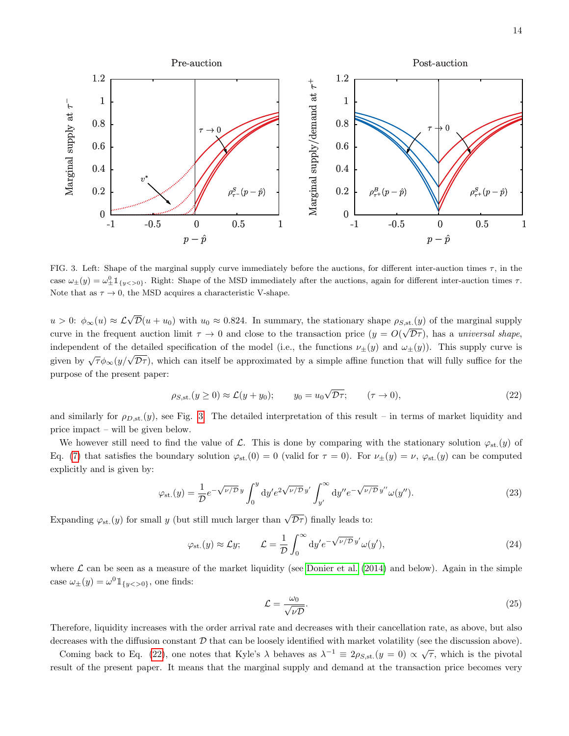FIG. 3. Left: Shape of the marginal supply curve immediately before the auctions, for different inter-auction times $\tau$, in the case $\omega_{\pm}(y) = \omega_{\pm}^{0} \mathbb{1}_{\{y<>0\}}$. Right: Shape of the MSD immediately after the auctions, again for different inter-auction times $\tau$. Note that as $\tau \to 0$, the MSD acquires a characteristic V-shape.

$u > 0$: $\phi_\infty(u) \approx \mathcal{L}\sqrt{\mathcal{D}}(u + u_0)$ with $u_0 \approx 0.824$. In summary, the stationary shape $\rho_{S,\text{st.}}(y)$ of the marginal supply curve in the frequent auction limit $\tau \to 0$ and close to the transaction price ($y = O(\sqrt{\mathcal{D}\tau})$, has a *universal shape*, independent of the detailed specification of the model (i.e., the functions $\nu_{\pm}(y)$ and $\omega_{\pm}(y)$). This supply curve is given by $\sqrt{\tau}\phi_\infty(y/\sqrt{\mathcal{D}\tau})$, which can itself be approximated by a simple affine function that will fully suffice for the purpose of the present paper:

$$\rho_{S,\text{st.}}(y \geq 0) \approx \mathcal{L}(y + y_0); \qquad y_0 = u_0\sqrt{\mathcal{D}\tau}; \qquad (\tau \to 0), \tag{22}$$

and similarly for $\rho_{D,\text{st.}}(y)$, see Fig. 3. The detailed interpretation of this result – in terms of market liquidity and price impact – will be given below.

We however still need to find the value of $\mathcal{L}$. This is done by comparing with the stationary solution $\varphi_{\text{st.}}(y)$ of Eq. (7) that satisfies the boundary solution $\varphi_{\text{st.}}(0) = 0$ (valid for $\tau = 0$). For $\nu_{\pm}(y) = \nu$, $\varphi_{\text{st.}}(y)$ can be computed explicitly and is given by:

$$\varphi_{\text{st.}}(y) = \frac{1}{\mathcal{D}} e^{-\sqrt{\nu/\mathcal{D}}\,y} \int_0^y \mathrm{d}y' e^{2\sqrt{\nu/\mathcal{D}}\,y'} \int_{y'}^\infty \mathrm{d}y'' e^{-\sqrt{\nu/\mathcal{D}}\,y''} \omega(y''). \tag{23}$$

Expanding $\varphi_{\text{st.}}(y)$ for small $y$ (but still much larger than $\sqrt{\mathcal{D}\tau}$) finally leads to:

$$\varphi_{\text{st.}}(y) \approx \mathcal{L}y; \qquad \mathcal{L} = \frac{1}{\mathcal{D}} \int_0^\infty \mathrm{d}y' e^{-\sqrt{\nu/\mathcal{D}}\,y'} \omega(y'), \tag{24}$$

where $\mathcal{L}$ can be seen as a measure of the market liquidity (see Donier et al. (2014) and below). Again in the simple case $\omega_{\pm}(y) = \omega^0 \mathbb{1}_{\{y<>0\}}$, one finds:

$$\mathcal{L} = \frac{\omega_0}{\sqrt{\nu\mathcal{D}}}. \tag{25}$$

Therefore, liquidity increases with the order arrival rate and decreases with their cancellation rate, as above, but also decreases with the diffusion constant $\mathcal{D}$ that can be loosely identified with market volatility (see the discussion above).

Coming back to Eq. (22), one notes that Kyle's $\lambda$ behaves as $\lambda^{-1} \equiv 2\rho_{S,\text{st.}}(y = 0) \propto \sqrt{\tau}$, which is the pivotal result of the present paper. It means that the marginal supply and demand at the transaction price becomes very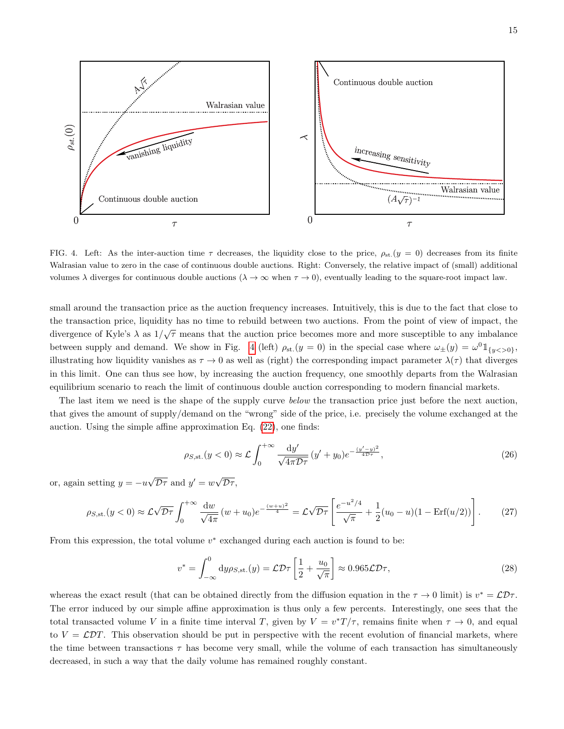FIG. 4. Left: As the inter-auction time $\tau$ decreases, the liquidity close to the price, $\rho_{\rm st.}(y=0)$ decreases from its finite Walrasian value to zero in the case of continuous double auctions. Right: Conversely, the relative impact of (small) additional volumes $\lambda$ diverges for continuous double auctions ($\lambda \to \infty$ when $\tau \to 0$), eventually leading to the square-root impact law.

small around the transaction price as the auction frequency increases. Intuitively, this is due to the fact that close to the transaction price, liquidity has no time to rebuild between two auctions. From the point of view of impact, the divergence of Kyle's $\lambda$ as $1/\sqrt{\tau}$ means that the auction price becomes more and more susceptible to any imbalance between supply and demand. We show in Fig. 4 (left) $\rho_{\rm st.}(y=0)$ in the special case where $\omega_\pm(y) = \omega^0 \mathbb{1}_{\{y<>0\}}$, illustrating how liquidity vanishes as $\tau \to 0$ as well as (right) the corresponding impact parameter $\lambda(\tau)$ that diverges in this limit. One can thus see how, by increasing the auction frequency, one smoothly departs from the Walrasian equilibrium scenario to reach the limit of continuous double auction corresponding to modern financial markets.

The last item we need is the shape of the supply curve *below* the transaction price just before the next auction, that gives the amount of supply/demand on the "wrong" side of the price, i.e. precisely the volume exchanged at the auction. Using the simple affine approximation Eq. (22), one finds:

$$\rho_{S,\rm st.}(y<0) \approx \mathcal{L} \int_0^{+\infty} \frac{\mathrm{d}y'}{\sqrt{4\pi\mathcal{D}\tau}} \, (y'+y_0) e^{-\frac{(y'-y)^2}{4\mathcal{D}\tau}}, \tag{26}$$

or, again setting $y = -u\sqrt{\mathcal{D}\tau}$ and $y' = w\sqrt{\mathcal{D}\tau}$,

$$\rho_{S,\rm st.}(y<0) \approx \mathcal{L}\sqrt{\mathcal{D}\tau} \int_0^{+\infty} \frac{\mathrm{d}w}{\sqrt{4\pi}} \, (w+u_0) e^{-\frac{(w+u)^2}{4}} = \mathcal{L}\sqrt{\mathcal{D}\tau}\left[\frac{e^{-u^2/4}}{\sqrt{\pi}} + \frac{1}{2}(u_0-u)(1-\mathrm{Erf}(u/2))\right]. \tag{27}$$

From this expression, the total volume $v^*$ exchanged during each auction is found to be:

$$v^* = \int_{-\infty}^0 \mathrm{d}y \rho_{S,\rm st.}(y) = \mathcal{L}\mathcal{D}\tau\left[\frac{1}{2} + \frac{u_0}{\sqrt{\pi}}\right] \approx 0.965 \mathcal{L}\mathcal{D}\tau, \tag{28}$$

whereas the exact result (that can be obtained directly from the diffusion equation in the $\tau \to 0$ limit) is $v^* = \mathcal{L}\mathcal{D}\tau$. The error induced by our simple affine approximation is thus only a few percents. Interestingly, one sees that the total transacted volume $V$ in a finite time interval $T$, given by $V = v^* T/\tau$, remains finite when $\tau \to 0$, and equal to $V = \mathcal{L}\mathcal{D}T$. This observation should be put in perspective with the recent evolution of financial markets, where the time between transactions $\tau$ has become very small, while the volume of each transaction has simultaneously decreased, in such a way that the daily volume has remained roughly constant.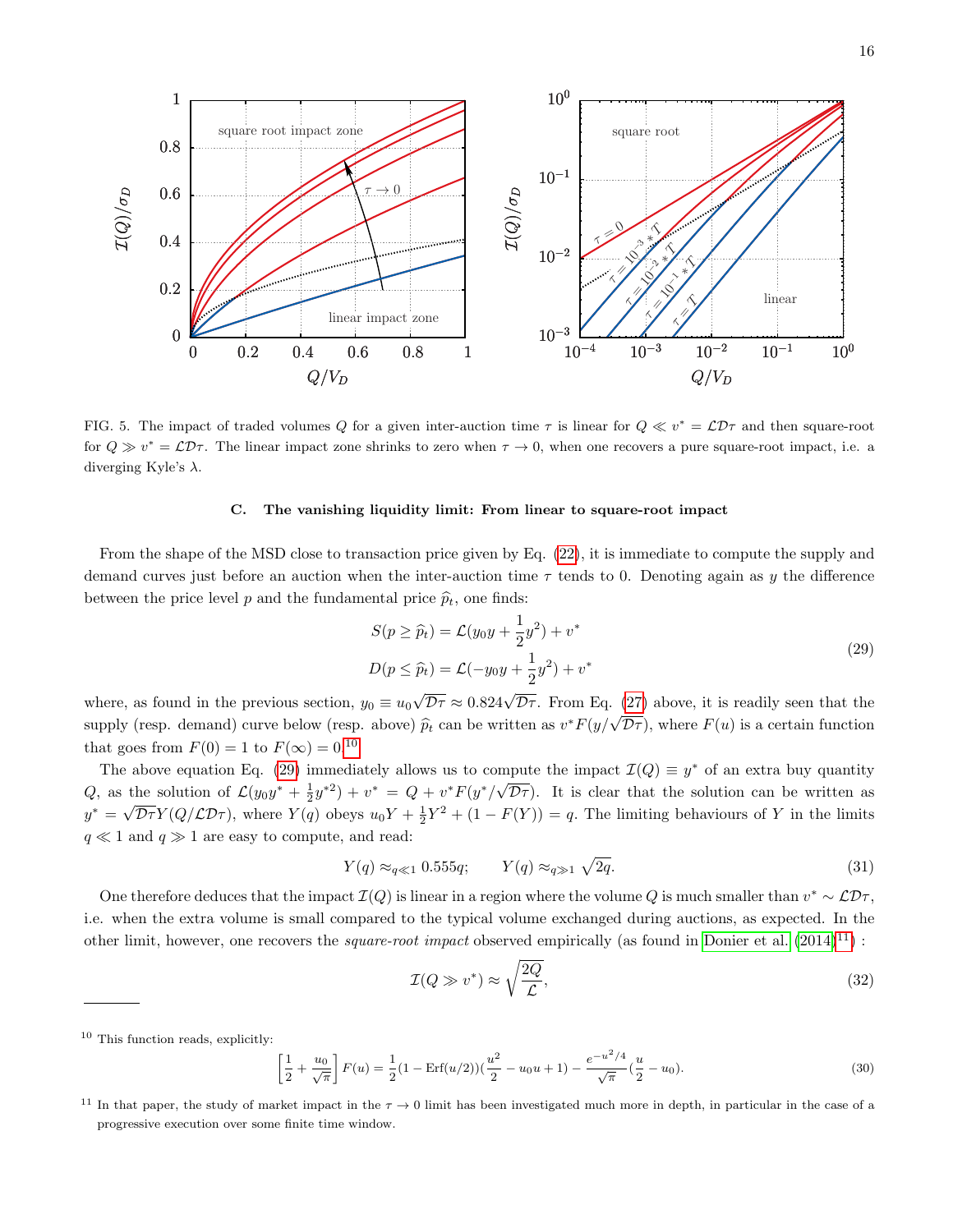FIG. 5. The impact of traded volumes $Q$ for a given inter-auction time $\tau$ is linear for $Q \ll v^* = \mathcal{L}\mathcal{D}\tau$ and then square-root for $Q \gg v^* = \mathcal{L}\mathcal{D}\tau$. The linear impact zone shrinks to zero when $\tau \to 0$, when one recovers a pure square-root impact, i.e. a diverging Kyle's $\lambda$.

### C. The vanishing liquidity limit: From linear to square-root impact

From the shape of the MSD close to transaction price given by Eq. (22), it is immediate to compute the supply and demand curves just before an auction when the inter-auction time $\tau$ tends to 0. Denoting again as $y$ the difference between the price level $p$ and the fundamental price $\widehat{p}_t$, one finds:

$$
\begin{aligned}
S(p \geq \widehat{p}_t) &= \mathcal{L}(y_0 y + \frac{1}{2}y^2) + v^* \\
D(p \leq \widehat{p}_t) &= \mathcal{L}(-y_0 y + \frac{1}{2}y^2) + v^*
\end{aligned}
\tag{29}
$$

where, as found in the previous section, $y_0 \equiv u_0\sqrt{\mathcal{D}\tau} \approx 0.824\sqrt{\mathcal{D}\tau}$. From Eq. (27) above, it is readily seen that the supply (resp. demand) curve below (resp. above) $\widehat{p}_t$ can be written as $v^* F(y/\sqrt{\mathcal{D}\tau})$, where $F(u)$ is a certain function that goes from $F(0) = 1$ to $F(\infty) = 0$.[10]

The above equation Eq. (29) immediately allows us to compute the impact $\mathcal{I}(Q) \equiv y^*$ of an extra buy quantity $Q$, as the solution of $\mathcal{L}(y_0 y^* + \frac{1}{2}y^{*2}) + v^* = Q + v^* F(y^*/\sqrt{\mathcal{D}\tau})$. It is clear that the solution can be written as $y^* = \sqrt{\mathcal{D}\tau}\, Y(Q/\mathcal{L}\mathcal{D}\tau)$, where $Y(q)$ obeys $u_0 Y + \frac{1}{2}Y^2 + (1 - F(Y)) = q$. The limiting behaviours of $Y$ in the limits $q \ll 1$ and $q \gg 1$ are easy to compute, and read:

$$
Y(q) \approx_{q \ll 1} 0.555q; \qquad Y(q) \approx_{q \gg 1} \sqrt{2q}.
\tag{31}
$$

One therefore deduces that the impact $\mathcal{I}(Q)$ is linear in a region where the volume $Q$ is much smaller than $v^* \sim \mathcal{L}\mathcal{D}\tau$, i.e. when the extra volume is small compared to the typical volume exchanged during auctions, as expected. In the other limit, however, one recovers the *square-root impact* observed empirically (as found in Donier et al. (2014)[11]) :

$$
\mathcal{I}(Q \gg v^*) \approx \sqrt{\frac{2Q}{\mathcal{L}}},
\tag{32}
$$

---

[10] This function reads, explicitly:

$$
\left[\frac{1}{2} + \frac{u_0}{\sqrt{\pi}}\right] F(u) = \frac{1}{2}(1 - \mathrm{Erf}(u/2))(\frac{u^2}{2} - u_0 u + 1) - \frac{e^{-u^2/4}}{\sqrt{\pi}}(\frac{u}{2} - u_0).
\tag{30}
$$

[11] In that paper, the study of market impact in the $\tau \to 0$ limit has been investigated much more in depth, in particular in the case of a progressive execution over some finite time window.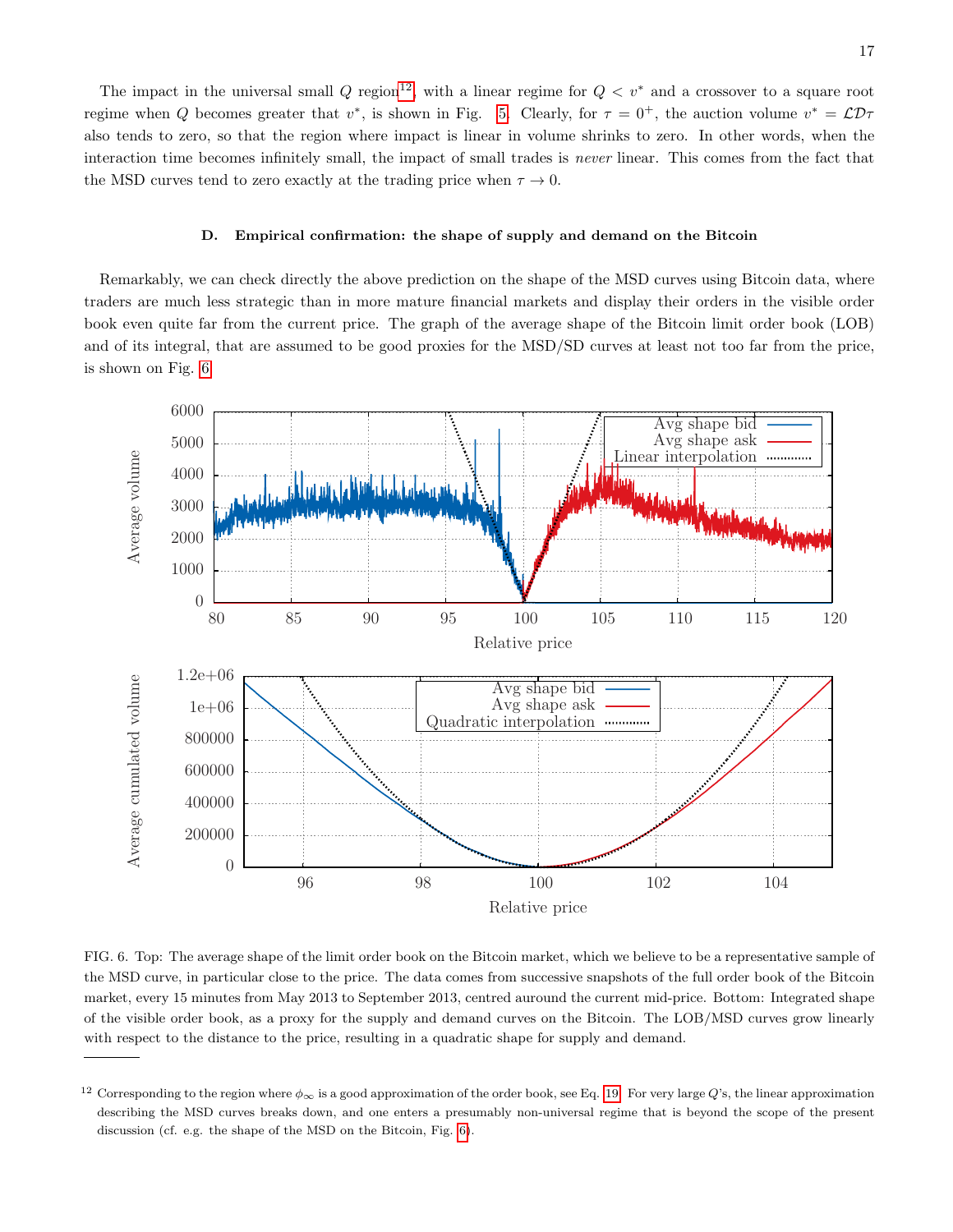The impact in the universal small $Q$ region[12], with a linear regime for $Q < v^*$ and a crossover to a square root regime when $Q$ becomes greater that $v^*$, is shown in Fig. 5. Clearly, for $\tau = 0^+$, the auction volume $v^* = \mathcal{L}\mathcal{D}\tau$ also tends to zero, so that the region where impact is linear in volume shrinks to zero. In other words, when the interaction time becomes infinitely small, the impact of small trades is *never* linear. This comes from the fact that the MSD curves tend to zero exactly at the trading price when $\tau \to 0$.

### D. Empirical confirmation: the shape of supply and demand on the Bitcoin

Remarkably, we can check directly the above prediction on the shape of the MSD curves using Bitcoin data, where traders are much less strategic than in more mature financial markets and display their orders in the visible order book even quite far from the current price. The graph of the average shape of the Bitcoin limit order book (LOB) and of its integral, that are assumed to be good proxies for the MSD/SD curves at least not too far from the price, is shown on Fig. 6.

FIG. 6. Top: The average shape of the limit order book on the Bitcoin market, which we believe to be a representative sample of the MSD curve, in particular close to the price. The data comes from successive snapshots of the full order book of the Bitcoin market, every 15 minutes from May 2013 to September 2013, centred auround the current mid-price. Bottom: Integrated shape of the visible order book, as a proxy for the supply and demand curves on the Bitcoin. The LOB/MSD curves grow linearly with respect to the distance to the price, resulting in a quadratic shape for supply and demand.

---

[12] Corresponding to the region where $\phi_\infty$ is a good approximation of the order book, see Eq. 19. For very large $Q$'s, the linear approximation describing the MSD curves breaks down, and one enters a presumably non-universal regime that is beyond the scope of the present discussion (cf. e.g. the shape of the MSD on the Bitcoin, Fig. 6).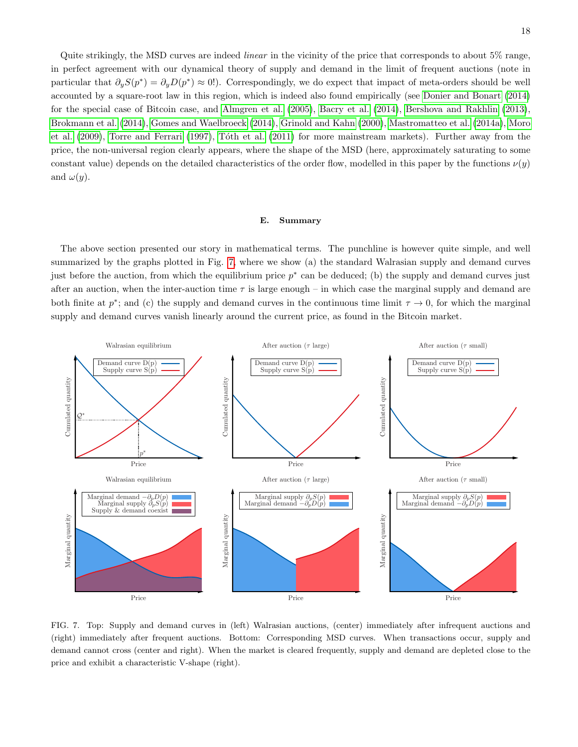Quite strikingly, the MSD curves are indeed *linear* in the vicinity of the price that corresponds to about 5% range, in perfect agreement with our dynamical theory of supply and demand in the limit of frequent auctions (note in particular that $\partial_y S(p^*) = \partial_y D(p^*) \approx 0$!). Correspondingly, we do expect that impact of meta-orders should be well accounted by a square-root law in this region, which is indeed also found empirically (see Donier and Bonart (2014) for the special case of Bitcoin case, and Almgren et al. (2005), Bacry et al. (2014), Bershova and Rakhlin (2013), Brokmann et al. (2014), Gomes and Waelbroeck (2014), Grinold and Kahn (2000), Mastromatteo et al. (2014a), Moro et al. (2009), Torre and Ferrari (1997), Tóth et al. (2011) for more mainstream markets). Further away from the price, the non-universal region clearly appears, where the shape of the MSD (here, approximately saturating to some constant value) depends on the detailed characteristics of the order flow, modelled in this paper by the functions $\nu(y)$ and $\omega(y)$.

### E. Summary

The above section presented our story in mathematical terms. The punchline is however quite simple, and well summarized by the graphs plotted in Fig. 7, where we show (a) the standard Walrasian supply and demand curves just before the auction, from which the equilibrium price $p^*$ can be deduced; (b) the supply and demand curves just after an auction, when the inter-auction time $\tau$ is large enough – in which case the marginal supply and demand are both finite at $p^*$; and (c) the supply and demand curves in the continuous time limit $\tau \to 0$, for which the marginal supply and demand curves vanish linearly around the current price, as found in the Bitcoin market.

FIG. 7. Top: Supply and demand curves in (left) Walrasian auctions, (center) immediately after infrequent auctions and (right) immediately after frequent auctions. Bottom: Corresponding MSD curves. When transactions occur, supply and demand cannot cross (center and right). When the market is cleared frequently, supply and demand are depleted close to the price and exhibit a characteristic V-shape (right).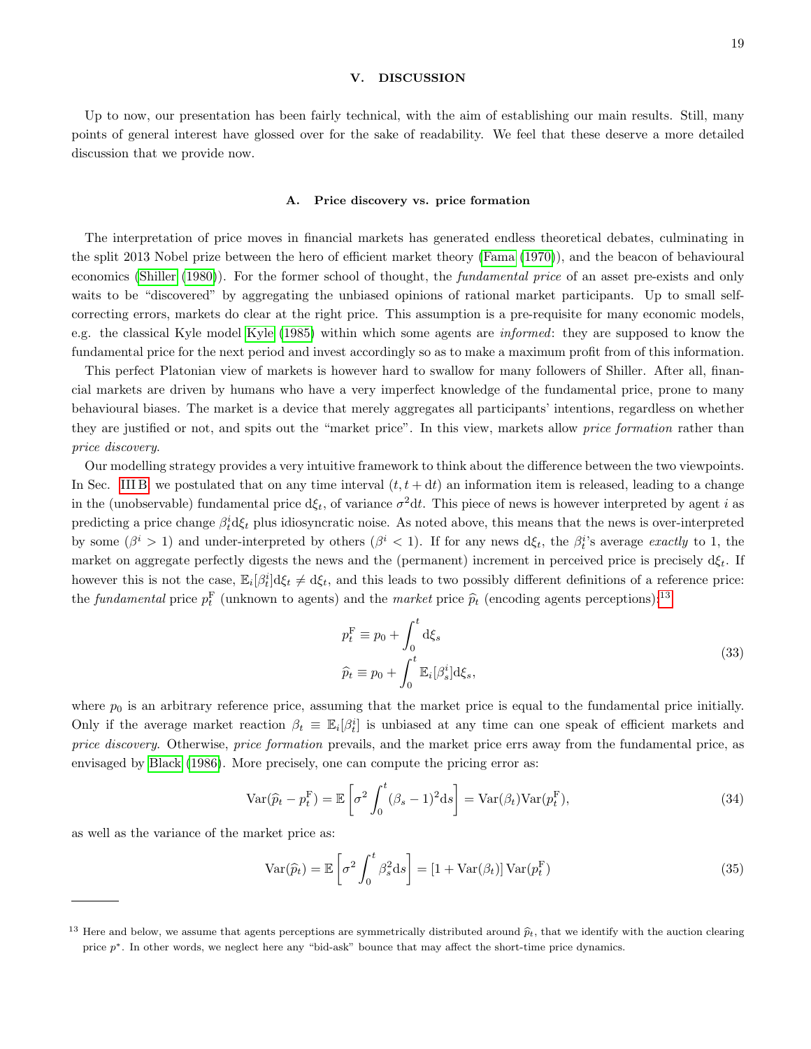## V. DISCUSSION

Up to now, our presentation has been fairly technical, with the aim of establishing our main results. Still, many points of general interest have glossed over for the sake of readability. We feel that these deserve a more detailed discussion that we provide now.

### A. Price discovery vs. price formation

The interpretation of price moves in financial markets has generated endless theoretical debates, culminating in the split 2013 Nobel prize between the hero of efficient market theory (Fama (1970)), and the beacon of behavioural economics (Shiller (1980)). For the former school of thought, the *fundamental price* of an asset pre-exists and only waits to be "discovered" by aggregating the unbiased opinions of rational market participants. Up to small self-correcting errors, markets do clear at the right price. This assumption is a pre-requisite for many economic models, e.g. the classical Kyle model Kyle (1985) within which some agents are *informed*: they are supposed to know the fundamental price for the next period and invest accordingly so as to make a maximum profit from of this information.

This perfect Platonian view of markets is however hard to swallow for many followers of Shiller. After all, financial markets are driven by humans who have a very imperfect knowledge of the fundamental price, prone to many behavioural biases. The market is a device that merely aggregates all participants' intentions, regardless on whether they are justified or not, and spits out the "market price". In this view, markets allow *price formation* rather than *price discovery*.

Our modelling strategy provides a very intuitive framework to think about the difference between the two viewpoints. In Sec. III B we postulated that on any time interval $(t, t + \mathrm{d}t)$ an information item is released, leading to a change in the (unobservable) fundamental price $\mathrm{d}\xi_t$, of variance $\sigma^2 \mathrm{d}t$. This piece of news is however interpreted by agent $i$ as predicting a price change $\beta^i_t \mathrm{d}\xi_t$ plus idiosyncratic noise. As noted above, this means that the news is over-interpreted by some ($\beta^i > 1$) and under-interpreted by others ($\beta^i < 1$). If for any news $\mathrm{d}\xi_t$, the $\beta^i_t$'s average *exactly* to 1, the market on aggregate perfectly digests the news and the (permanent) increment in perceived price is precisely $\mathrm{d}\xi_t$. If however this is not the case, $\mathbb{E}_i[\beta^i_t]\mathrm{d}\xi_t \neq \mathrm{d}\xi_t$, and this leads to two possibly different definitions of a reference price: the *fundamental* price $p^{\mathrm{F}}_t$ (unknown to agents) and the *market* price $\widehat{p}_t$ (encoding agents perceptions):[13]

$$
\begin{aligned}
p^{\mathrm{F}}_t &\equiv p_0 + \int_0^t \mathrm{d}\xi_s \\
\widehat{p}_t &\equiv p_0 + \int_0^t \mathbb{E}_i[\beta^i_s]\mathrm{d}\xi_s,
\end{aligned}
\tag{33}
$$

where $p_0$ is an arbitrary reference price, assuming that the market price is equal to the fundamental price initially. Only if the average market reaction $\beta_t \equiv \mathbb{E}_i[\beta^i_t]$ is unbiased at any time can one speak of efficient markets and *price discovery*. Otherwise, *price formation* prevails, and the market price errs away from the fundamental price, as envisaged by Black (1986). More precisely, one can compute the pricing error as:

$$
\mathrm{Var}(\widehat{p}_t - p^{\mathrm{F}}_t) = \mathbb{E}\left[\sigma^2 \int_0^t (\beta_s - 1)^2 \mathrm{d}s\right] = \mathrm{Var}(\beta_t)\mathrm{Var}(p^{\mathrm{F}}_t),
\tag{34}
$$

as well as the variance of the market price as:

$$
\mathrm{Var}(\widehat{p}_t) = \mathbb{E}\left[\sigma^2 \int_0^t \beta_s^2 \mathrm{d}s\right] = \left[1 + \mathrm{Var}(\beta_t)\right]\mathrm{Var}(p^{\mathrm{F}}_t)
\tag{35}
$$

---

[13] Here and below, we assume that agents perceptions are symmetrically distributed around $\widehat{p}_t$, that we identify with the auction clearing price $p^*$. In other words, we neglect here any "bid-ask" bounce that may affect the short-time price dynamics.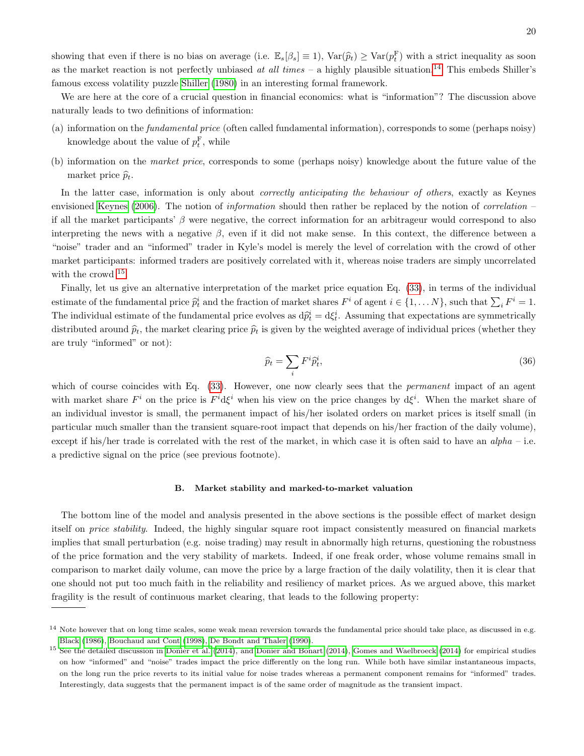showing that even if there is no bias on average (i.e. $\mathbb{E}_s[\beta_s] \equiv 1$), $\text{Var}(\widehat{p}_t) \geq \text{Var}(p^{\text{F}}_t)$ with a strict inequality as soon as the market reaction is not perfectly unbiased *at all times* – a highly plausible situation.[14] This embeds Shiller's famous excess volatility puzzle Shiller (1980) in an interesting formal framework.

We are here at the core of a crucial question in financial economics: what is "information"? The discussion above naturally leads to two definitions of information:

(a) information on the *fundamental price* (often called fundamental information), corresponds to some (perhaps noisy) knowledge about the value of $p^{\text{F}}_t$, while

(b) information on the *market price*, corresponds to some (perhaps noisy) knowledge about the future value of the market price $\widehat{p}_t$.

In the latter case, information is only about *correctly anticipating the behaviour of others*, exactly as Keynes envisioned Keynes (2006). The notion of *information* should then rather be replaced by the notion of *correlation* – if all the market participants' $\beta$ were negative, the correct information for an arbitrageur would correspond to also interpreting the news with a negative $\beta$, even if it did not make sense. In this context, the difference between a "noise" trader and an "informed" trader in Kyle's model is merely the level of correlation with the crowd of other market participants: informed traders are positively correlated with it, whereas noise traders are simply uncorrelated with the crowd.[15]

Finally, let us give an alternative interpretation of the market price equation Eq. (33), in terms of the individual estimate of the fundamental price $\widehat{p}^i_t$ and the fraction of market shares $F^i$ of agent $i \in \{1, \dots N\}$, such that $\sum_i F^i = 1$. The individual estimate of the fundamental price evolves as $\text{d}\widehat{p}^i_t = \text{d}\xi^i_t$. Assuming that expectations are symmetrically distributed around $\widehat{p}_t$, the market clearing price $\widehat{p}_t$ is given by the weighted average of individual prices (whether they are truly "informed" or not):

$$\widehat{p}_t = \sum_i F^i \widehat{p}^i_t, \tag{36}$$

which of course coincides with Eq. (33). However, one now clearly sees that the *permanent* impact of an agent with market share $F^i$ on the price is $F^i \text{d}\xi^i$ when his view on the price changes by $\text{d}\xi^i$. When the market share of an individual investor is small, the permanent impact of his/her isolated orders on market prices is itself small (in particular much smaller than the transient square-root impact that depends on his/her fraction of the daily volume), except if his/her trade is correlated with the rest of the market, in which case it is often said to have an *alpha* – i.e. a predictive signal on the price (see previous footnote).

### B. Market stability and marked-to-market valuation

The bottom line of the model and analysis presented in the above sections is the possible effect of market design itself on *price stability*. Indeed, the highly singular square root impact consistently measured on financial markets implies that small perturbation (e.g. noise trading) may result in abnormally high returns, questioning the robustness of the price formation and the very stability of markets. Indeed, if one freak order, whose volume remains small in comparison to market daily volume, can move the price by a large fraction of the daily volatility, then it is clear that one should not put too much faith in the reliability and resiliency of market prices. As we argued above, this market fragility is the result of continuous market clearing, that leads to the following property:

---

[14] Note however that on long time scales, some weak mean reversion towards the fundamental price should take place, as discussed in e.g. Black (1986), Bouchaud and Cont (1998), De Bondt and Thaler (1990).

[15] See the detailed discussion in Donier et al. (2014), and Donier and Bonart (2014), Gomes and Waelbroeck (2014) for empirical studies on how "informed" and "noise" trades impact the price differently on the long run. While both have similar instantaneous impacts, on the long run the price reverts to its initial value for noise trades whereas a permanent component remains for "informed" trades. Interestingly, data suggests that the permanent impact is of the same order of magnitude as the transient impact.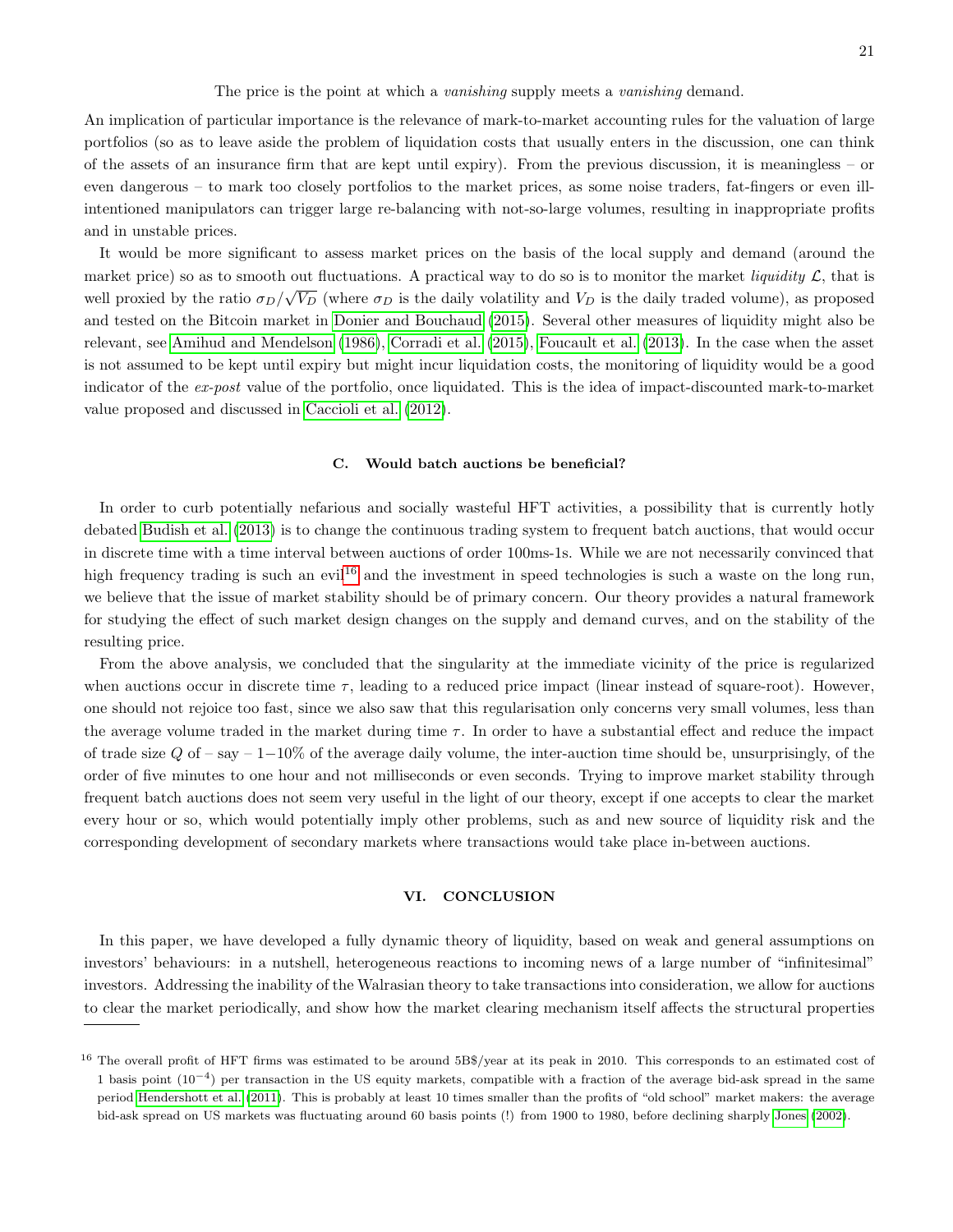The price is the point at which a *vanishing* supply meets a *vanishing* demand.

An implication of particular importance is the relevance of mark-to-market accounting rules for the valuation of large portfolios (so as to leave aside the problem of liquidation costs that usually enters in the discussion, one can think of the assets of an insurance firm that are kept until expiry). From the previous discussion, it is meaningless – or even dangerous – to mark too closely portfolios to the market prices, as some noise traders, fat-fingers or even ill-intentioned manipulators can trigger large re-balancing with not-so-large volumes, resulting in inappropriate profits and in unstable prices.

It would be more significant to assess market prices on the basis of the local supply and demand (around the market price) so as to smooth out fluctuations. A practical way to do so is to monitor the market *liquidity* $\mathcal{L}$, that is well proxied by the ratio $\sigma_D/\sqrt{V_D}$ (where $\sigma_D$ is the daily volatility and $V_D$ is the daily traded volume), as proposed and tested on the Bitcoin market in Donier and Bouchaud (2015). Several other measures of liquidity might also be relevant, see Amihud and Mendelson (1986), Corradi et al. (2015), Foucault et al. (2013). In the case when the asset is not assumed to be kept until expiry but might incur liquidation costs, the monitoring of liquidity would be a good indicator of the *ex-post* value of the portfolio, once liquidated. This is the idea of impact-discounted mark-to-market value proposed and discussed in Caccioli et al. (2012).

### C. Would batch auctions be beneficial?

In order to curb potentially nefarious and socially wasteful HFT activities, a possibility that is currently hotly debated Budish et al. (2013) is to change the continuous trading system to frequent batch auctions, that would occur in discrete time with a time interval between auctions of order 100ms-1s. While we are not necessarily convinced that high frequency trading is such an evil[16] and the investment in speed technologies is such a waste on the long run, we believe that the issue of market stability should be of primary concern. Our theory provides a natural framework for studying the effect of such market design changes on the supply and demand curves, and on the stability of the resulting price.

From the above analysis, we concluded that the singularity at the immediate vicinity of the price is regularized when auctions occur in discrete time $\tau$, leading to a reduced price impact (linear instead of square-root). However, one should not rejoice too fast, since we also saw that this regularisation only concerns very small volumes, less than the average volume traded in the market during time $\tau$. In order to have a substantial effect and reduce the impact of trade size $Q$ of – say – $1-10\%$ of the average daily volume, the inter-auction time should be, unsurprisingly, of the order of five minutes to one hour and not milliseconds or even seconds. Trying to improve market stability through frequent batch auctions does not seem very useful in the light of our theory, except if one accepts to clear the market every hour or so, which would potentially imply other problems, such as and new source of liquidity risk and the corresponding development of secondary markets where transactions would take place in-between auctions.

## VI. CONCLUSION

In this paper, we have developed a fully dynamic theory of liquidity, based on weak and general assumptions on investors' behaviours: in a nutshell, heterogeneous reactions to incoming news of a large number of "infinitesimal" investors. Addressing the inability of the Walrasian theory to take transactions into consideration, we allow for auctions to clear the market periodically, and show how the market clearing mechanism itself affects the structural properties

---

[16] The overall profit of HFT firms was estimated to be around 5B\$/year at its peak in 2010. This corresponds to an estimated cost of 1 basis point ($10^{-4}$) per transaction in the US equity markets, compatible with a fraction of the average bid-ask spread in the same period Hendershott et al. (2011). This is probably at least 10 times smaller than the profits of "old school" market makers: the average bid-ask spread on US markets was fluctuating around 60 basis points (!) from 1900 to 1980, before declining sharply Jones (2002).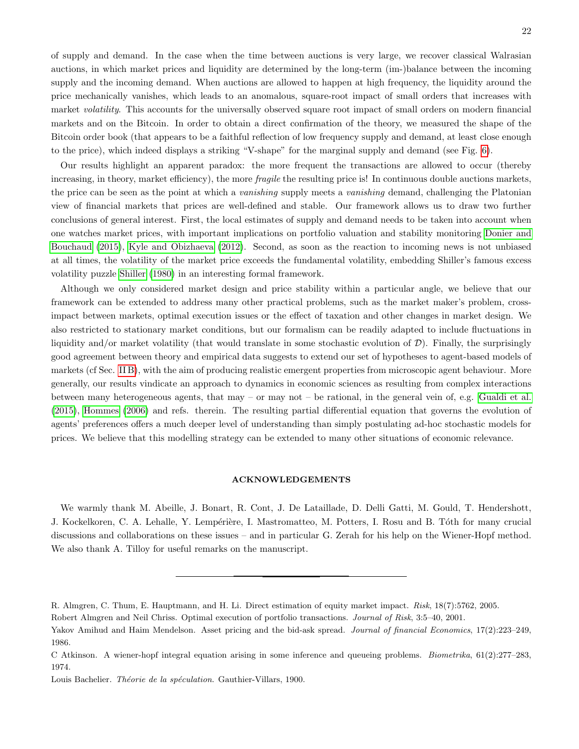of supply and demand. In the case when the time between auctions is very large, we recover classical Walrasian auctions, in which market prices and liquidity are determined by the long-term (im-)balance between the incoming supply and the incoming demand. When auctions are allowed to happen at high frequency, the liquidity around the price mechanically vanishes, which leads to an anomalous, square-root impact of small orders that increases with market *volatility*. This accounts for the universally observed square root impact of small orders on modern financial markets and on the Bitcoin. In order to obtain a direct confirmation of the theory, we measured the shape of the Bitcoin order book (that appears to be a faithful reflection of low frequency supply and demand, at least close enough to the price), which indeed displays a striking "V-shape" for the marginal supply and demand (see Fig. 6).

Our results highlight an apparent paradox: the more frequent the transactions are allowed to occur (thereby increasing, in theory, market efficiency), the more *fragile* the resulting price is! In continuous double auctions markets, the price can be seen as the point at which a *vanishing* supply meets a *vanishing* demand, challenging the Platonian view of financial markets that prices are well-defined and stable. Our framework allows us to draw two further conclusions of general interest. First, the local estimates of supply and demand needs to be taken into account when one watches market prices, with important implications on portfolio valuation and stability monitoring Donier and Bouchaud (2015), Kyle and Obizhaeva (2012). Second, as soon as the reaction to incoming news is not unbiased at all times, the volatility of the market price exceeds the fundamental volatility, embedding Shiller's famous excess volatility puzzle Shiller (1980) in an interesting formal framework.

Although we only considered market design and price stability within a particular angle, we believe that our framework can be extended to address many other practical problems, such as the market maker's problem, cross-impact between markets, optimal execution issues or the effect of taxation and other changes in market design. We also restricted to stationary market conditions, but our formalism can be readily adapted to include fluctuations in liquidity and/or market volatility (that would translate in some stochastic evolution of $\mathcal{D}$). Finally, the surprisingly good agreement between theory and empirical data suggests to extend our set of hypotheses to agent-based models of markets (cf Sec. II B), with the aim of producing realistic emergent properties from microscopic agent behaviour. More generally, our results vindicate an approach to dynamics in economic sciences as resulting from complex interactions between many heterogeneous agents, that may – or may not – be rational, in the general vein of, e.g. Gualdi et al. (2015), Hommes (2006) and refs. therein. The resulting partial differential equation that governs the evolution of agents' preferences offers a much deeper level of understanding than simply postulating ad-hoc stochastic models for prices. We believe that this modelling strategy can be extended to many other situations of economic relevance.

## ACKNOWLEDGEMENTS

We warmly thank M. Abeille, J. Bonart, R. Cont, J. De Lataillade, D. Delli Gatti, M. Gould, T. Hendershott, J. Kockelkoren, C. A. Lehalle, Y. Lempérière, I. Mastromatteo, M. Potters, I. Rosu and B. Tóth for many crucial discussions and collaborations on these issues – and in particular G. Zerah for his help on the Wiener-Hopf method. We also thank A. Tilloy for useful remarks on the manuscript.

---

R. Almgren, C. Thum, E. Hauptmann, and H. Li. Direct estimation of equity market impact. *Risk*, 18(7):5762, 2005.

Robert Almgren and Neil Chriss. Optimal execution of portfolio transactions. *Journal of Risk*, 3:5–40, 2001.

Yakov Amihud and Haim Mendelson. Asset pricing and the bid-ask spread. *Journal of financial Economics*, 17(2):223–249, 1986.

C Atkinson. A wiener-hopf integral equation arising in some inference and queueing problems. *Biometrika*, 61(2):277–283, 1974.

Louis Bachelier. *Théorie de la spéculation*. Gauthier-Villars, 1900.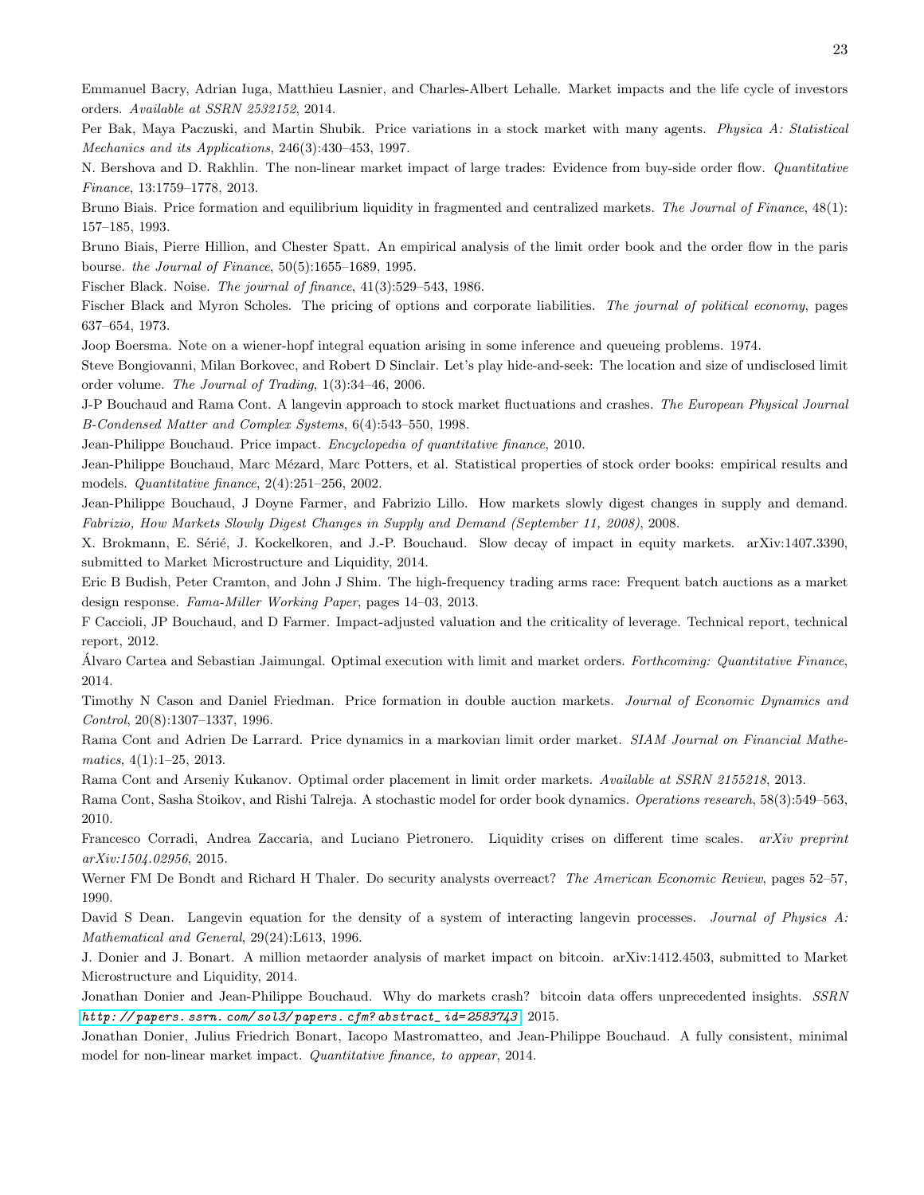Emmanuel Bacry, Adrian Iuga, Matthieu Lasnier, and Charles-Albert Lehalle. Market impacts and the life cycle of investors orders. *Available at SSRN 2532152*, 2014.

Per Bak, Maya Paczuski, and Martin Shubik. Price variations in a stock market with many agents. *Physica A: Statistical Mechanics and its Applications*, 246(3):430–453, 1997.

N. Bershova and D. Rakhlin. The non-linear market impact of large trades: Evidence from buy-side order flow. *Quantitative Finance*, 13:1759–1778, 2013.

Bruno Biais. Price formation and equilibrium liquidity in fragmented and centralized markets. *The Journal of Finance*, 48(1): 157–185, 1993.

Bruno Biais, Pierre Hillion, and Chester Spatt. An empirical analysis of the limit order book and the order flow in the paris bourse. *the Journal of Finance*, 50(5):1655–1689, 1995.

Fischer Black. Noise. *The journal of finance*, 41(3):529–543, 1986.

Fischer Black and Myron Scholes. The pricing of options and corporate liabilities. *The journal of political economy*, pages 637–654, 1973.

Joop Boersma. Note on a wiener-hopf integral equation arising in some inference and queueing problems. 1974.

Steve Bongiovanni, Milan Borkovec, and Robert D Sinclair. Let's play hide-and-seek: The location and size of undisclosed limit order volume. *The Journal of Trading*, 1(3):34–46, 2006.

J-P Bouchaud and Rama Cont. A langevin approach to stock market fluctuations and crashes. *The European Physical Journal B-Condensed Matter and Complex Systems*, 6(4):543–550, 1998.

Jean-Philippe Bouchaud. Price impact. *Encyclopedia of quantitative finance*, 2010.

Jean-Philippe Bouchaud, Marc Mézard, Marc Potters, et al. Statistical properties of stock order books: empirical results and models. *Quantitative finance*, 2(4):251–256, 2002.

Jean-Philippe Bouchaud, J Doyne Farmer, and Fabrizio Lillo. How markets slowly digest changes in supply and demand. *Fabrizio, How Markets Slowly Digest Changes in Supply and Demand (September 11, 2008)*, 2008.

X. Brokmann, E. Sérié, J. Kockelkoren, and J.-P. Bouchaud. Slow decay of impact in equity markets. arXiv:1407.3390, submitted to Market Microstructure and Liquidity, 2014.

Eric B Budish, Peter Cramton, and John J Shim. The high-frequency trading arms race: Frequent batch auctions as a market design response. *Fama-Miller Working Paper*, pages 14–03, 2013.

F Caccioli, JP Bouchaud, and D Farmer. Impact-adjusted valuation and the criticality of leverage. Technical report, technical report, 2012.

Álvaro Cartea and Sebastian Jaimungal. Optimal execution with limit and market orders. *Forthcoming: Quantitative Finance*, 2014.

Timothy N Cason and Daniel Friedman. Price formation in double auction markets. *Journal of Economic Dynamics and Control*, 20(8):1307–1337, 1996.

Rama Cont and Adrien De Larrard. Price dynamics in a markovian limit order market. *SIAM Journal on Financial Mathematics*, 4(1):1–25, 2013.

Rama Cont and Arseniy Kukanov. Optimal order placement in limit order markets. *Available at SSRN 2155218*, 2013.

Rama Cont, Sasha Stoikov, and Rishi Talreja. A stochastic model for order book dynamics. *Operations research*, 58(3):549–563, 2010.

Francesco Corradi, Andrea Zaccaria, and Luciano Pietronero. Liquidity crises on different time scales. *arXiv preprint arXiv:1504.02956*, 2015.

Werner FM De Bondt and Richard H Thaler. Do security analysts overreact? *The American Economic Review*, pages 52–57, 1990.

David S Dean. Langevin equation for the density of a system of interacting langevin processes. *Journal of Physics A: Mathematical and General*, 29(24):L613, 1996.

J. Donier and J. Bonart. A million metaorder analysis of market impact on bitcoin. arXiv:1412.4503, submitted to Market Microstructure and Liquidity, 2014.

Jonathan Donier and Jean-Philippe Bouchaud. Why do markets crash? bitcoin data offers unprecedented insights. *SSRN http://papers.ssrn.com/sol3/papers.cfm?abstract_id=2583743*, 2015.

Jonathan Donier, Julius Friedrich Bonart, Iacopo Mastromatteo, and Jean-Philippe Bouchaud. A fully consistent, minimal model for non-linear market impact. *Quantitative finance, to appear*, 2014.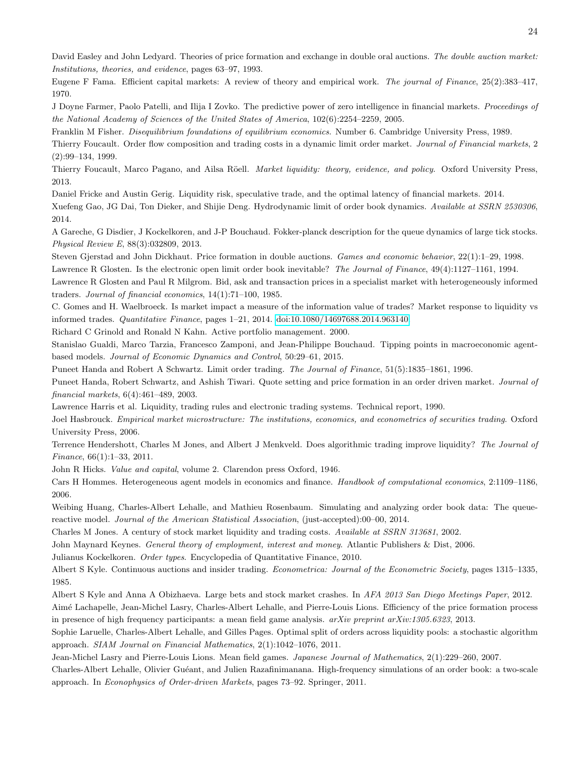David Easley and John Ledyard. Theories of price formation and exchange in double oral auctions. *The double auction market: Institutions, theories, and evidence*, pages 63–97, 1993.

Eugene F Fama. Efficient capital markets: A review of theory and empirical work. *The journal of Finance*, 25(2):383–417, 1970.

J Doyne Farmer, Paolo Patelli, and Ilija I Zovko. The predictive power of zero intelligence in financial markets. *Proceedings of the National Academy of Sciences of the United States of America*, 102(6):2254–2259, 2005.

Franklin M Fisher. *Disequilibrium foundations of equilibrium economics*. Number 6. Cambridge University Press, 1989.

Thierry Foucault. Order flow composition and trading costs in a dynamic limit order market. *Journal of Financial markets*, 2 (2):99–134, 1999.

Thierry Foucault, Marco Pagano, and Ailsa Röell. *Market liquidity: theory, evidence, and policy*. Oxford University Press, 2013.

Daniel Fricke and Austin Gerig. Liquidity risk, speculative trade, and the optimal latency of financial markets. 2014.

Xuefeng Gao, JG Dai, Ton Dieker, and Shijie Deng. Hydrodynamic limit of order book dynamics. *Available at SSRN 2530306*, 2014.

A Gareche, G Disdier, J Kockelkoren, and J-P Bouchaud. Fokker-planck description for the queue dynamics of large tick stocks. *Physical Review E*, 88(3):032809, 2013.

Steven Gjerstad and John Dickhaut. Price formation in double auctions. *Games and economic behavior*, 22(1):1–29, 1998.

Lawrence R Glosten. Is the electronic open limit order book inevitable? *The Journal of Finance*, 49(4):1127–1161, 1994.

Lawrence R Glosten and Paul R Milgrom. Bid, ask and transaction prices in a specialist market with heterogeneously informed traders. *Journal of financial economics*, 14(1):71–100, 1985.

C. Gomes and H. Waelbroeck. Is market impact a measure of the information value of trades? Market response to liquidity vs informed trades. *Quantitative Finance*, pages 1–21, 2014. doi:10.1080/14697688.2014.963140.

Richard C Grinold and Ronald N Kahn. Active portfolio management. 2000.

Stanislao Gualdi, Marco Tarzia, Francesco Zamponi, and Jean-Philippe Bouchaud. Tipping points in macroeconomic agent-based models. *Journal of Economic Dynamics and Control*, 50:29–61, 2015.

Puneet Handa and Robert A Schwartz. Limit order trading. *The Journal of Finance*, 51(5):1835–1861, 1996.

Puneet Handa, Robert Schwartz, and Ashish Tiwari. Quote setting and price formation in an order driven market. *Journal of financial markets*, 6(4):461–489, 2003.

Lawrence Harris et al. Liquidity, trading rules and electronic trading systems. Technical report, 1990.

Joel Hasbrouck. *Empirical market microstructure: The institutions, economics, and econometrics of securities trading*. Oxford University Press, 2006.

Terrence Hendershott, Charles M Jones, and Albert J Menkveld. Does algorithmic trading improve liquidity? *The Journal of Finance*, 66(1):1–33, 2011.

John R Hicks. *Value and capital*, volume 2. Clarendon press Oxford, 1946.

Cars H Hommes. Heterogeneous agent models in economics and finance. *Handbook of computational economics*, 2:1109–1186, 2006.

Weibing Huang, Charles-Albert Lehalle, and Mathieu Rosenbaum. Simulating and analyzing order book data: The queue-reactive model. *Journal of the American Statistical Association*, (just-accepted):00–00, 2014.

Charles M Jones. A century of stock market liquidity and trading costs. *Available at SSRN 313681*, 2002.

John Maynard Keynes. *General theory of employment, interest and money*. Atlantic Publishers & Dist, 2006.

Julianus Kockelkoren. *Order types*. Encyclopedia of Quantitative Finance, 2010.

Albert S Kyle. Continuous auctions and insider trading. *Econometrica: Journal of the Econometric Society*, pages 1315–1335, 1985.

Albert S Kyle and Anna A Obizhaeva. Large bets and stock market crashes. In *AFA 2013 San Diego Meetings Paper*, 2012.

Aimé Lachapelle, Jean-Michel Lasry, Charles-Albert Lehalle, and Pierre-Louis Lions. Efficiency of the price formation process in presence of high frequency participants: a mean field game analysis. *arXiv preprint arXiv:1305.6323*, 2013.

Sophie Laruelle, Charles-Albert Lehalle, and Gilles Pages. Optimal split of orders across liquidity pools: a stochastic algorithm approach. *SIAM Journal on Financial Mathematics*, 2(1):1042–1076, 2011.

Jean-Michel Lasry and Pierre-Louis Lions. Mean field games. *Japanese Journal of Mathematics*, 2(1):229–260, 2007.

Charles-Albert Lehalle, Olivier Guéant, and Julien Razafinimanana. High-frequency simulations of an order book: a two-scale approach. In *Econophysics of Order-driven Markets*, pages 73–92. Springer, 2011.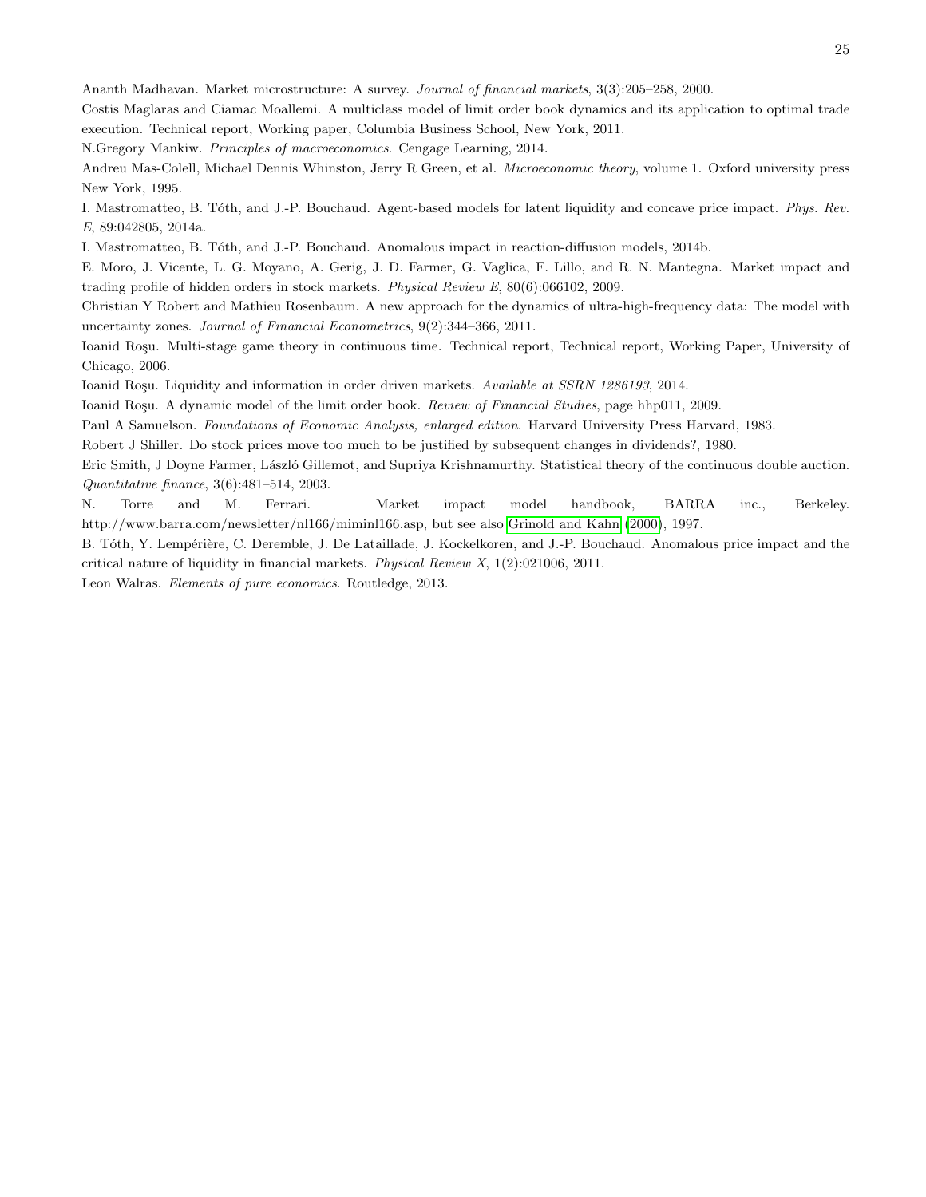Ananth Madhavan. Market microstructure: A survey. *Journal of financial markets*, 3(3):205–258, 2000.

Costis Maglaras and Ciamac Moallemi. A multiclass model of limit order book dynamics and its application to optimal trade execution. Technical report, Working paper, Columbia Business School, New York, 2011.

N.Gregory Mankiw. *Principles of macroeconomics*. Cengage Learning, 2014.

Andreu Mas-Colell, Michael Dennis Whinston, Jerry R Green, et al. *Microeconomic theory*, volume 1. Oxford university press New York, 1995.

I. Mastromatteo, B. Tóth, and J.-P. Bouchaud. Agent-based models for latent liquidity and concave price impact. *Phys. Rev. E*, 89:042805, 2014a.

I. Mastromatteo, B. Tóth, and J.-P. Bouchaud. Anomalous impact in reaction-diffusion models, 2014b.

E. Moro, J. Vicente, L. G. Moyano, A. Gerig, J. D. Farmer, G. Vaglica, F. Lillo, and R. N. Mantegna. Market impact and trading profile of hidden orders in stock markets. *Physical Review E*, 80(6):066102, 2009.

Christian Y Robert and Mathieu Rosenbaum. A new approach for the dynamics of ultra-high-frequency data: The model with uncertainty zones. *Journal of Financial Econometrics*, 9(2):344–366, 2011.

Ioanid Roşu. Multi-stage game theory in continuous time. Technical report, Technical report, Working Paper, University of Chicago, 2006.

Ioanid Roşu. Liquidity and information in order driven markets. *Available at SSRN 1286193*, 2014.

Ioanid Roşu. A dynamic model of the limit order book. *Review of Financial Studies*, page hhp011, 2009.

Paul A Samuelson. *Foundations of Economic Analysis, enlarged edition*. Harvard University Press Harvard, 1983.

Robert J Shiller. Do stock prices move too much to be justified by subsequent changes in dividends?, 1980.

Eric Smith, J Doyne Farmer, László Gillemot, and Supriya Krishnamurthy. Statistical theory of the continuous double auction. *Quantitative finance*, 3(6):481–514, 2003.

N. Torre and M. Ferrari. Market impact model handbook, BARRA inc., Berkeley. http://www.barra.com/newsletter/nl166/miminl166.asp, but see also Grinold and Kahn (2000), 1997.

B. Tóth, Y. Lempérière, C. Deremble, J. De Lataillade, J. Kockelkoren, and J.-P. Bouchaud. Anomalous price impact and the critical nature of liquidity in financial markets. *Physical Review X*, 1(2):021006, 2011.

Leon Walras. *Elements of pure economics*. Routledge, 2013.